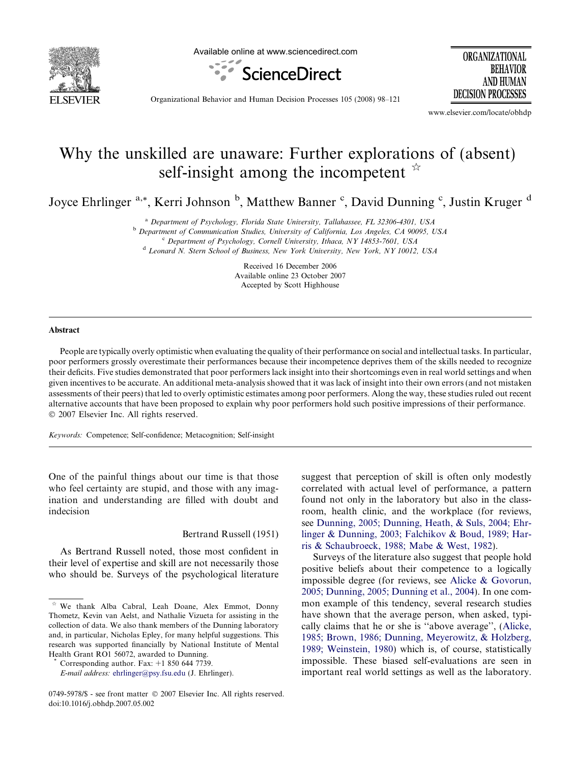# Why the unskilled are unaware: Further explorations of (absent) self-insight among the incompetent ☆

Joyce Ehrlinger [a,*], Kerri Johnson [b], Matthew Banner [c], David Dunning [c], Justin Kruger [d]

[a] Department of Psychology, Florida State University, Tallahassee, FL 32306-4301, USA

[b] Department of Communication Studies, University of California, Los Angeles, CA 90095, USA

[c] Department of Psychology, Cornell University, Ithaca, NY 14853-7601, USA

[d] Leonard N. Stern School of Business, New York University, New York, NY 10012, USA

Received 16 December 2006
Available online 23 October 2007
Accepted by Scott Highhouse

## Abstract

People are typically overly optimistic when evaluating the quality of their performance on social and intellectual tasks. In particular, poor performers grossly overestimate their performances because their incompetence deprives them of the skills needed to recognize their deficits. Five studies demonstrated that poor performers lack insight into their shortcomings even in real world settings and when given incentives to be accurate. An additional meta-analysis showed that it was lack of insight into their own errors (and not mistaken assessments of their peers) that led to overly optimistic estimates among poor performers. Along the way, these studies ruled out recent alternative accounts that have been proposed to explain why poor performers hold such positive impressions of their performance.
© 2007 Elsevier Inc. All rights reserved.

*Keywords:* Competence; Self-confidence; Metacognition; Self-insight

> One of the painful things about our time is that those who feel certainty are stupid, and those with any imagination and understanding are filled with doubt and indecision
>
> Bertrand Russell (1951)

As Bertrand Russell noted, those most confident in their level of expertise and skill are not necessarily those who should be. Surveys of the psychological literature suggest that perception of skill is often only modestly correlated with actual level of performance, a pattern found not only in the laboratory but also in the classroom, health clinic, and the workplace (for reviews, see Dunning, 2005; Dunning, Heath, & Suls, 2004; Ehrlinger & Dunning, 2003; Falchikov & Boud, 1989; Harris & Schaubroeck, 1988; Mabe & West, 1982).

Surveys of the literature also suggest that people hold positive beliefs about their competence to a logically impossible degree (for reviews, see Alicke & Govorun, 2005; Dunning, 2005; Dunning et al., 2004). In one common example of this tendency, several research studies have shown that the average person, when asked, typically claims that he or she is ''above average'', (Alicke, 1985; Brown, 1986; Dunning, Meyerowitz, & Holzberg, 1989; Weinstein, 1980) which is, of course, statistically impossible. These biased self-evaluations are seen in important real world settings as well as the laboratory.

---

☆ We thank Alba Cabral, Leah Doane, Alex Emmot, Donny Thometz, Kevin van Aelst, and Nathalie Vizueta for assisting in the collection of data. We also thank members of the Dunning laboratory and, in particular, Nicholas Epley, for many helpful suggestions. This research was supported financially by National Institute of Mental Health Grant RO1 56072, awarded to Dunning.

\* Corresponding author. Fax: +1 850 644 7739.
*E-mail address:* ehrlinger@psy.fsu.edu (J. Ehrlinger).

0749-5978/$ - see front matter © 2007 Elsevier Inc. All rights reserved.
doi:10.1016/j.obhdp.2007.05.002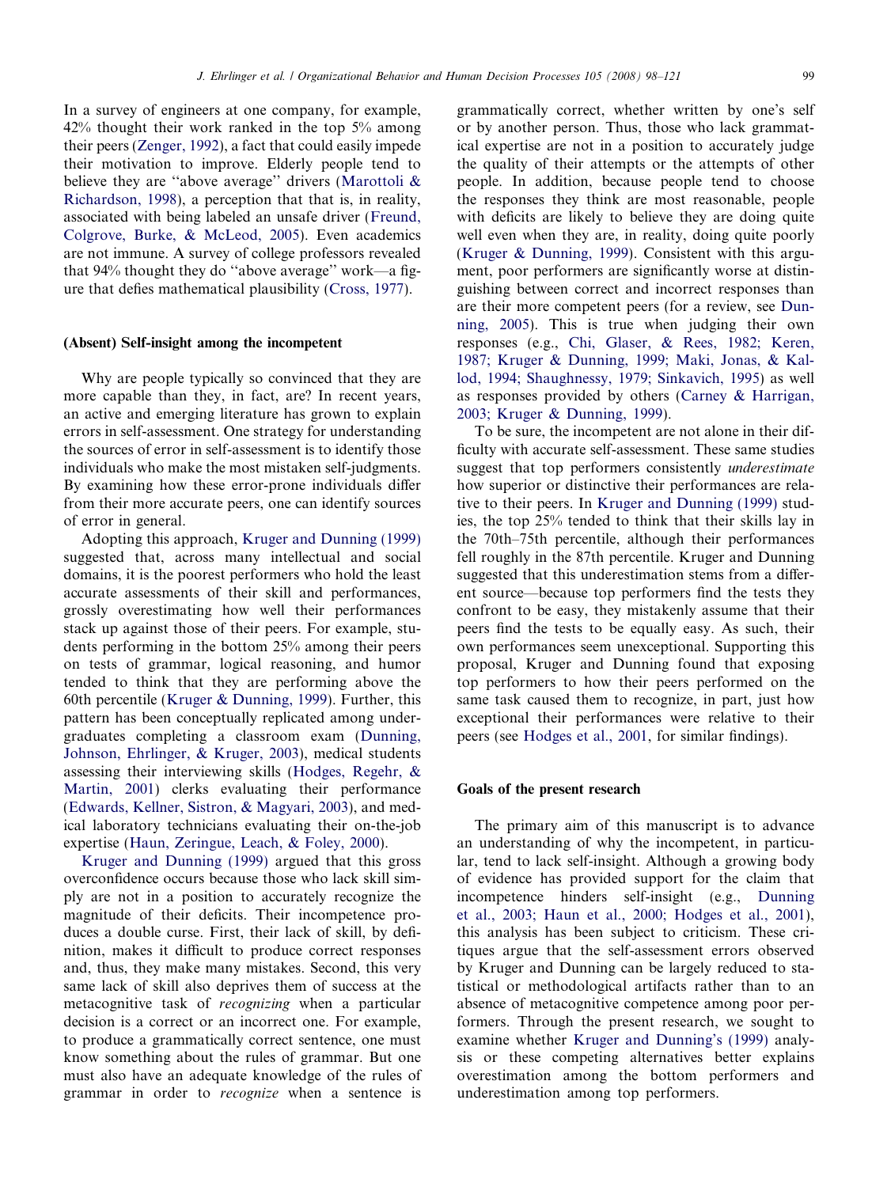In a survey of engineers at one company, for example, 42% thought their work ranked in the top 5% among their peers (Zenger, 1992), a fact that could easily impede their motivation to improve. Elderly people tend to believe they are ''above average'' drivers (Marottoli & Richardson, 1998), a perception that that is, in reality, associated with being labeled an unsafe driver (Freund, Colgrove, Burke, & McLeod, 2005). Even academics are not immune. A survey of college professors revealed that 94% thought they do ''above average'' work—a figure that defies mathematical plausibility (Cross, 1977).

## (Absent) Self-insight among the incompetent

Why are people typically so convinced that they are more capable than they, in fact, are? In recent years, an active and emerging literature has grown to explain errors in self-assessment. One strategy for understanding the sources of error in self-assessment is to identify those individuals who make the most mistaken self-judgments. By examining how these error-prone individuals differ from their more accurate peers, one can identify sources of error in general.

Adopting this approach, Kruger and Dunning (1999) suggested that, across many intellectual and social domains, it is the poorest performers who hold the least accurate assessments of their skill and performances, grossly overestimating how well their performances stack up against those of their peers. For example, students performing in the bottom 25% among their peers on tests of grammar, logical reasoning, and humor tended to think that they are performing above the 60th percentile (Kruger & Dunning, 1999). Further, this pattern has been conceptually replicated among undergraduates completing a classroom exam (Dunning, Johnson, Ehrlinger, & Kruger, 2003), medical students assessing their interviewing skills (Hodges, Regehr, & Martin, 2001) clerks evaluating their performance (Edwards, Kellner, Sistron, & Magyari, 2003), and medical laboratory technicians evaluating their on-the-job expertise (Haun, Zeringue, Leach, & Foley, 2000).

Kruger and Dunning (1999) argued that this gross overconfidence occurs because those who lack skill simply are not in a position to accurately recognize the magnitude of their deficits. Their incompetence produces a double curse. First, their lack of skill, by definition, makes it difficult to produce correct responses and, thus, they make many mistakes. Second, this very same lack of skill also deprives them of success at the metacognitive task of *recognizing* when a particular decision is a correct or an incorrect one. For example, to produce a grammatically correct sentence, one must know something about the rules of grammar. But one must also have an adequate knowledge of the rules of grammar in order to *recognize* when a sentence is grammatically correct, whether written by one's self or by another person. Thus, those who lack grammatical expertise are not in a position to accurately judge the quality of their attempts or the attempts of other people. In addition, because people tend to choose the responses they think are most reasonable, people with deficits are likely to believe they are doing quite well even when they are, in reality, doing quite poorly (Kruger & Dunning, 1999). Consistent with this argument, poor performers are significantly worse at distinguishing between correct and incorrect responses than are their more competent peers (for a review, see Dunning, 2005). This is true when judging their own responses (e.g., Chi, Glaser, & Rees, 1982; Keren, 1987; Kruger & Dunning, 1999; Maki, Jonas, & Kallod, 1994; Shaughnessy, 1979; Sinkavich, 1995) as well as responses provided by others (Carney & Harrigan, 2003; Kruger & Dunning, 1999).

To be sure, the incompetent are not alone in their difficulty with accurate self-assessment. These same studies suggest that top performers consistently *underestimate* how superior or distinctive their performances are relative to their peers. In Kruger and Dunning (1999) studies, the top 25% tended to think that their skills lay in the 70th–75th percentile, although their performances fell roughly in the 87th percentile. Kruger and Dunning suggested that this underestimation stems from a different source—because top performers find the tests they confront to be easy, they mistakenly assume that their peers find the tests to be equally easy. As such, their own performances seem unexceptional. Supporting this proposal, Kruger and Dunning found that exposing top performers to how their peers performed on the same task caused them to recognize, in part, just how exceptional their performances were relative to their peers (see Hodges et al., 2001, for similar findings).

## Goals of the present research

The primary aim of this manuscript is to advance an understanding of why the incompetent, in particular, tend to lack self-insight. Although a growing body of evidence has provided support for the claim that incompetence hinders self-insight (e.g., Dunning et al., 2003; Haun et al., 2000; Hodges et al., 2001), this analysis has been subject to criticism. These critiques argue that the self-assessment errors observed by Kruger and Dunning can be largely reduced to statistical or methodological artifacts rather than to an absence of metacognitive competence among poor performers. Through the present research, we sought to examine whether Kruger and Dunning's (1999) analysis or these competing alternatives better explains overestimation among the bottom performers and underestimation among top performers.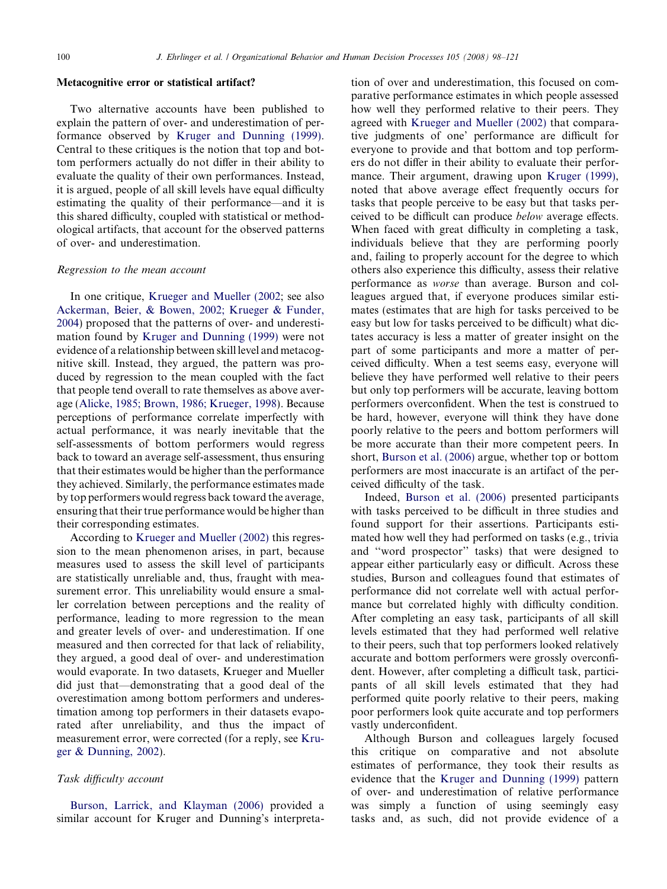### Metacognitive error or statistical artifact?

Two alternative accounts have been published to explain the pattern of over- and underestimation of performance observed by Kruger and Dunning (1999). Central to these critiques is the notion that top and bottom performers actually do not differ in their ability to evaluate the quality of their own performances. Instead, it is argued, people of all skill levels have equal difficulty estimating the quality of their performance—and it is this shared difficulty, coupled with statistical or methodological artifacts, that account for the observed patterns of over- and underestimation.

#### *Regression to the mean account*

In one critique, Krueger and Mueller (2002; see also Ackerman, Beier, & Bowen, 2002; Krueger & Funder, 2004) proposed that the patterns of over- and underestimation found by Kruger and Dunning (1999) were not evidence of a relationship between skill level and metacognitive skill. Instead, they argued, the pattern was produced by regression to the mean coupled with the fact that people tend overall to rate themselves as above average (Alicke, 1985; Brown, 1986; Krueger, 1998). Because perceptions of performance correlate imperfectly with actual performance, it was nearly inevitable that the self-assessments of bottom performers would regress back to toward an average self-assessment, thus ensuring that their estimates would be higher than the performance they achieved. Similarly, the performance estimates made by top performers would regress back toward the average, ensuring that their true performance would be higher than their corresponding estimates.

According to Krueger and Mueller (2002) this regression to the mean phenomenon arises, in part, because measures used to assess the skill level of participants are statistically unreliable and, thus, fraught with measurement error. This unreliability would ensure a smaller correlation between perceptions and the reality of performance, leading to more regression to the mean and greater levels of over- and underestimation. If one measured and then corrected for that lack of reliability, they argued, a good deal of over- and underestimation would evaporate. In two datasets, Krueger and Mueller did just that—demonstrating that a good deal of the overestimation among bottom performers and underestimation among top performers in their datasets evaporated after unreliability, and thus the impact of measurement error, were corrected (for a reply, see Kruger & Dunning, 2002).

#### *Task difficulty account*

Burson, Larrick, and Klayman (2006) provided a similar account for Kruger and Dunning's interpretation of over and underestimation, this focused on comparative performance estimates in which people assessed how well they performed relative to their peers. They agreed with Krueger and Mueller (2002) that comparative judgments of one' performance are difficult for everyone to provide and that bottom and top performers do not differ in their ability to evaluate their performance. Their argument, drawing upon Kruger (1999), noted that above average effect frequently occurs for tasks that people perceive to be easy but that tasks perceived to be difficult can produce *below* average effects. When faced with great difficulty in completing a task, individuals believe that they are performing poorly and, failing to properly account for the degree to which others also experience this difficulty, assess their relative performance as *worse* than average. Burson and colleagues argued that, if everyone produces similar estimates (estimates that are high for tasks perceived to be easy but low for tasks perceived to be difficult) what dictates accuracy is less a matter of greater insight on the part of some participants and more a matter of perceived difficulty. When a test seems easy, everyone will believe they have performed well relative to their peers but only top performers will be accurate, leaving bottom performers overconfident. When the test is construed to be hard, however, everyone will think they have done poorly relative to the peers and bottom performers will be more accurate than their more competent peers. In short, Burson et al. (2006) argue, whether top or bottom performers are most inaccurate is an artifact of the perceived difficulty of the task.

Indeed, Burson et al. (2006) presented participants with tasks perceived to be difficult in three studies and found support for their assertions. Participants estimated how well they had performed on tasks (e.g., trivia and "word prospector" tasks) that were designed to appear either particularly easy or difficult. Across these studies, Burson and colleagues found that estimates of performance did not correlate well with actual performance but correlated highly with difficulty condition. After completing an easy task, participants of all skill levels estimated that they had performed well relative to their peers, such that top performers looked relatively accurate and bottom performers were grossly overconfident. However, after completing a difficult task, participants of all skill levels estimated that they had performed quite poorly relative to their peers, making poor performers look quite accurate and top performers vastly underconfident.

Although Burson and colleagues largely focused this critique on comparative and not absolute estimates of performance, they took their results as evidence that the Kruger and Dunning (1999) pattern of over- and underestimation of relative performance was simply a function of using seemingly easy tasks and, as such, did not provide evidence of a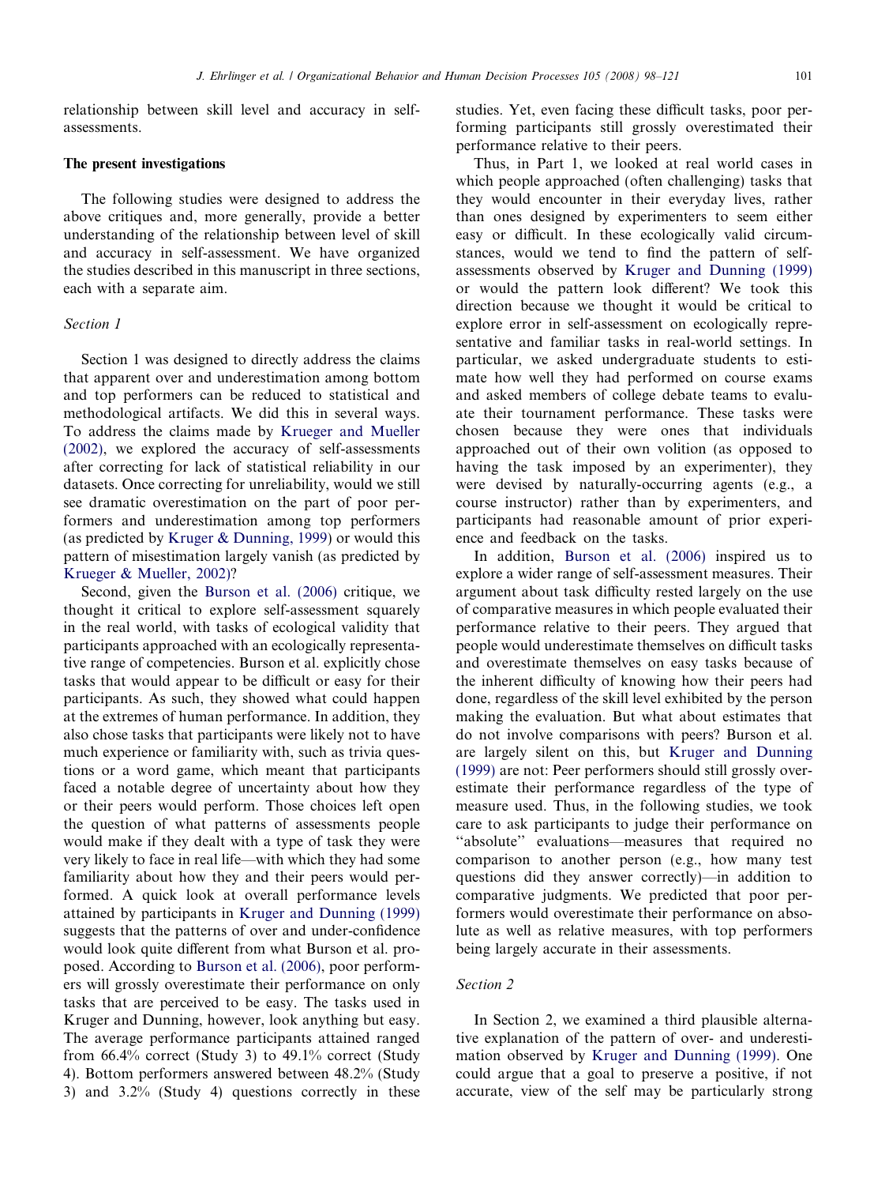relationship between skill level and accuracy in self-assessments.

### The present investigations

The following studies were designed to address the above critiques and, more generally, provide a better understanding of the relationship between level of skill and accuracy in self-assessment. We have organized the studies described in this manuscript in three sections, each with a separate aim.

#### *Section 1*

Section 1 was designed to directly address the claims that apparent over and underestimation among bottom and top performers can be reduced to statistical and methodological artifacts. We did this in several ways. To address the claims made by Krueger and Mueller (2002), we explored the accuracy of self-assessments after correcting for lack of statistical reliability in our datasets. Once correcting for unreliability, would we still see dramatic overestimation on the part of poor performers and underestimation among top performers (as predicted by Kruger & Dunning, 1999) or would this pattern of misestimation largely vanish (as predicted by Krueger & Mueller, 2002)?

Second, given the Burson et al. (2006) critique, we thought it critical to explore self-assessment squarely in the real world, with tasks of ecological validity that participants approached with an ecologically representative range of competencies. Burson et al. explicitly chose tasks that would appear to be difficult or easy for their participants. As such, they showed what could happen at the extremes of human performance. In addition, they also chose tasks that participants were likely not to have much experience or familiarity with, such as trivia questions or a word game, which meant that participants faced a notable degree of uncertainty about how they or their peers would perform. Those choices left open the question of what patterns of assessments people would make if they dealt with a type of task they were very likely to face in real life—with which they had some familiarity about how they and their peers would performed. A quick look at overall performance levels attained by participants in Kruger and Dunning (1999) suggests that the patterns of over and under-confidence would look quite different from what Burson et al. proposed. According to Burson et al. (2006), poor performers will grossly overestimate their performance on only tasks that are perceived to be easy. The tasks used in Kruger and Dunning, however, look anything but easy. The average performance participants attained ranged from 66.4% correct (Study 3) to 49.1% correct (Study 4). Bottom performers answered between 48.2% (Study 3) and 3.2% (Study 4) questions correctly in these studies. Yet, even facing these difficult tasks, poor performing participants still grossly overestimated their performance relative to their peers.

Thus, in Part 1, we looked at real world cases in which people approached (often challenging) tasks that they would encounter in their everyday lives, rather than ones designed by experimenters to seem either easy or difficult. In these ecologically valid circumstances, would we tend to find the pattern of self-assessments observed by Kruger and Dunning (1999) or would the pattern look different? We took this direction because we thought it would be critical to explore error in self-assessment on ecologically representative and familiar tasks in real-world settings. In particular, we asked undergraduate students to estimate how well they had performed on course exams and asked members of college debate teams to evaluate their tournament performance. These tasks were chosen because they were ones that individuals approached out of their own volition (as opposed to having the task imposed by an experimenter), they were devised by naturally-occurring agents (e.g., a course instructor) rather than by experimenters, and participants had reasonable amount of prior experience and feedback on the tasks.

In addition, Burson et al. (2006) inspired us to explore a wider range of self-assessment measures. Their argument about task difficulty rested largely on the use of comparative measures in which people evaluated their performance relative to their peers. They argued that people would underestimate themselves on difficult tasks and overestimate themselves on easy tasks because of the inherent difficulty of knowing how their peers had done, regardless of the skill level exhibited by the person making the evaluation. But what about estimates that do not involve comparisons with peers? Burson et al. are largely silent on this, but Kruger and Dunning (1999) are not: Peer performers should still grossly overestimate their performance regardless of the type of measure used. Thus, in the following studies, we took care to ask participants to judge their performance on "absolute" evaluations—measures that required no comparison to another person (e.g., how many test questions did they answer correctly)—in addition to comparative judgments. We predicted that poor performers would overestimate their performance on absolute as well as relative measures, with top performers being largely accurate in their assessments.

#### *Section 2*

In Section 2, we examined a third plausible alternative explanation of the pattern of over- and underestimation observed by Kruger and Dunning (1999). One could argue that a goal to preserve a positive, if not accurate, view of the self may be particularly strong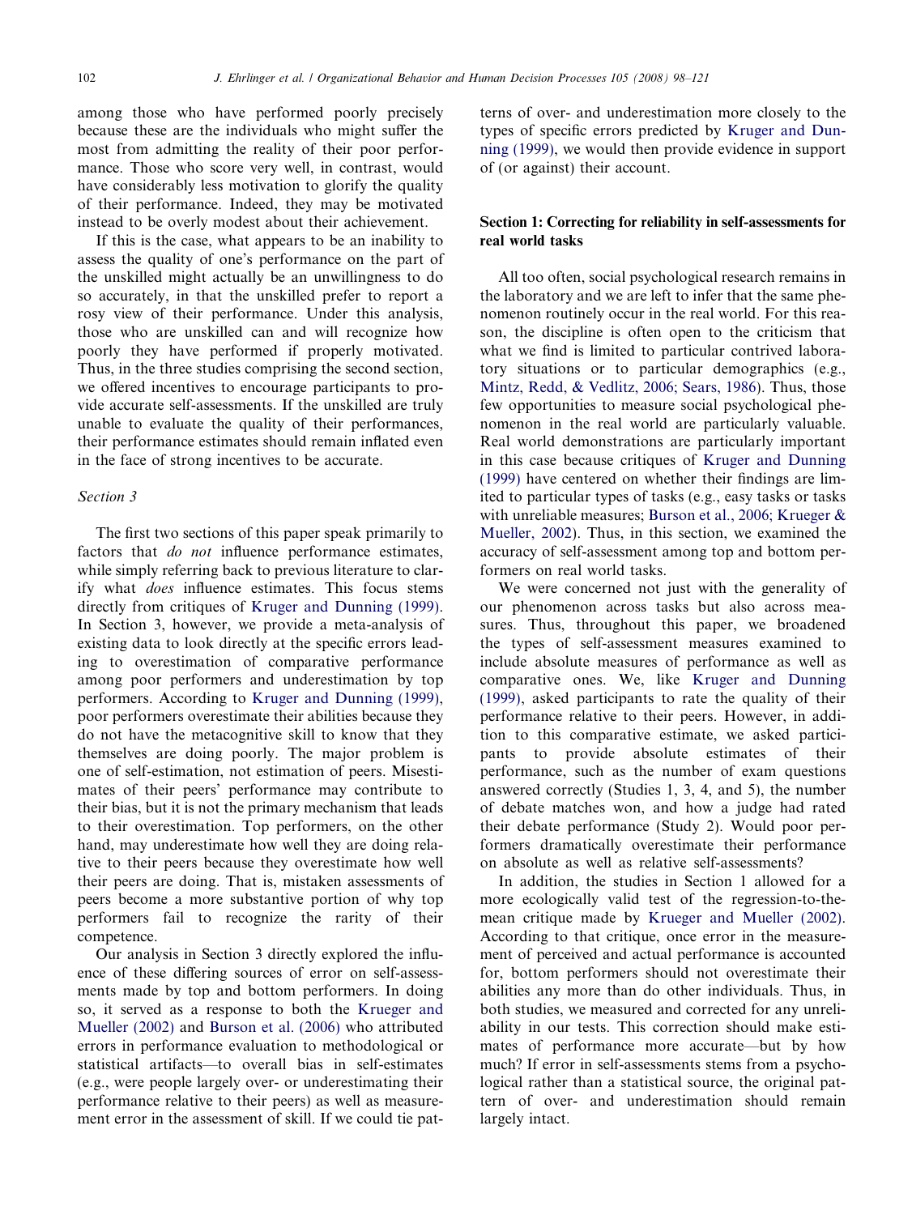among those who have performed poorly precisely because these are the individuals who might suffer the most from admitting the reality of their poor performance. Those who score very well, in contrast, would have considerably less motivation to glorify the quality of their performance. Indeed, they may be motivated instead to be overly modest about their achievement.

If this is the case, what appears to be an inability to assess the quality of one's performance on the part of the unskilled might actually be an unwillingness to do so accurately, in that the unskilled prefer to report a rosy view of their performance. Under this analysis, those who are unskilled can and will recognize how poorly they have performed if properly motivated. Thus, in the three studies comprising the second section, we offered incentives to encourage participants to provide accurate self-assessments. If the unskilled are truly unable to evaluate the quality of their performances, their performance estimates should remain inflated even in the face of strong incentives to be accurate.

### Section 3

The first two sections of this paper speak primarily to factors that *do not* influence performance estimates, while simply referring back to previous literature to clarify what *does* influence estimates. This focus stems directly from critiques of Kruger and Dunning (1999). In Section 3, however, we provide a meta-analysis of existing data to look directly at the specific errors leading to overestimation of comparative performance among poor performers and underestimation by top performers. According to Kruger and Dunning (1999), poor performers overestimate their abilities because they do not have the metacognitive skill to know that they themselves are doing poorly. The major problem is one of self-estimation, not estimation of peers. Misestimates of their peers' performance may contribute to their bias, but it is not the primary mechanism that leads to their overestimation. Top performers, on the other hand, may underestimate how well they are doing relative to their peers because they overestimate how well their peers are doing. That is, mistaken assessments of peers become a more substantive portion of why top performers fail to recognize the rarity of their competence.

Our analysis in Section 3 directly explored the influence of these differing sources of error on self-assessments made by top and bottom performers. In doing so, it served as a response to both the Krueger and Mueller (2002) and Burson et al. (2006) who attributed errors in performance evaluation to methodological or statistical artifacts—to overall bias in self-estimates (e.g., were people largely over- or underestimating their performance relative to their peers) as well as measurement error in the assessment of skill. If we could tie patterns of over- and underestimation more closely to the types of specific errors predicted by Kruger and Dunning (1999), we would then provide evidence in support of (or against) their account.

## Section 1: Correcting for reliability in self-assessments for real world tasks

All too often, social psychological research remains in the laboratory and we are left to infer that the same phenomenon routinely occur in the real world. For this reason, the discipline is often open to the criticism that what we find is limited to particular contrived laboratory situations or to particular demographics (e.g., Mintz, Redd, & Vedlitz, 2006; Sears, 1986). Thus, those few opportunities to measure social psychological phenomenon in the real world are particularly valuable. Real world demonstrations are particularly important in this case because critiques of Kruger and Dunning (1999) have centered on whether their findings are limited to particular types of tasks (e.g., easy tasks or tasks with unreliable measures; Burson et al., 2006; Krueger & Mueller, 2002). Thus, in this section, we examined the accuracy of self-assessment among top and bottom performers on real world tasks.

We were concerned not just with the generality of our phenomenon across tasks but also across measures. Thus, throughout this paper, we broadened the types of self-assessment measures examined to include absolute measures of performance as well as comparative ones. We, like Kruger and Dunning (1999), asked participants to rate the quality of their performance relative to their peers. However, in addition to this comparative estimate, we asked participants to provide absolute estimates of their performance, such as the number of exam questions answered correctly (Studies 1, 3, 4, and 5), the number of debate matches won, and how a judge had rated their debate performance (Study 2). Would poor performers dramatically overestimate their performance on absolute as well as relative self-assessments?

In addition, the studies in Section 1 allowed for a more ecologically valid test of the regression-to-the-mean critique made by Krueger and Mueller (2002). According to that critique, once error in the measurement of perceived and actual performance is accounted for, bottom performers should not overestimate their abilities any more than do other individuals. Thus, in both studies, we measured and corrected for any unreliability in our tests. This correction should make estimates of performance more accurate—but by how much? If error in self-assessments stems from a psychological rather than a statistical source, the original pattern of over- and underestimation should remain largely intact.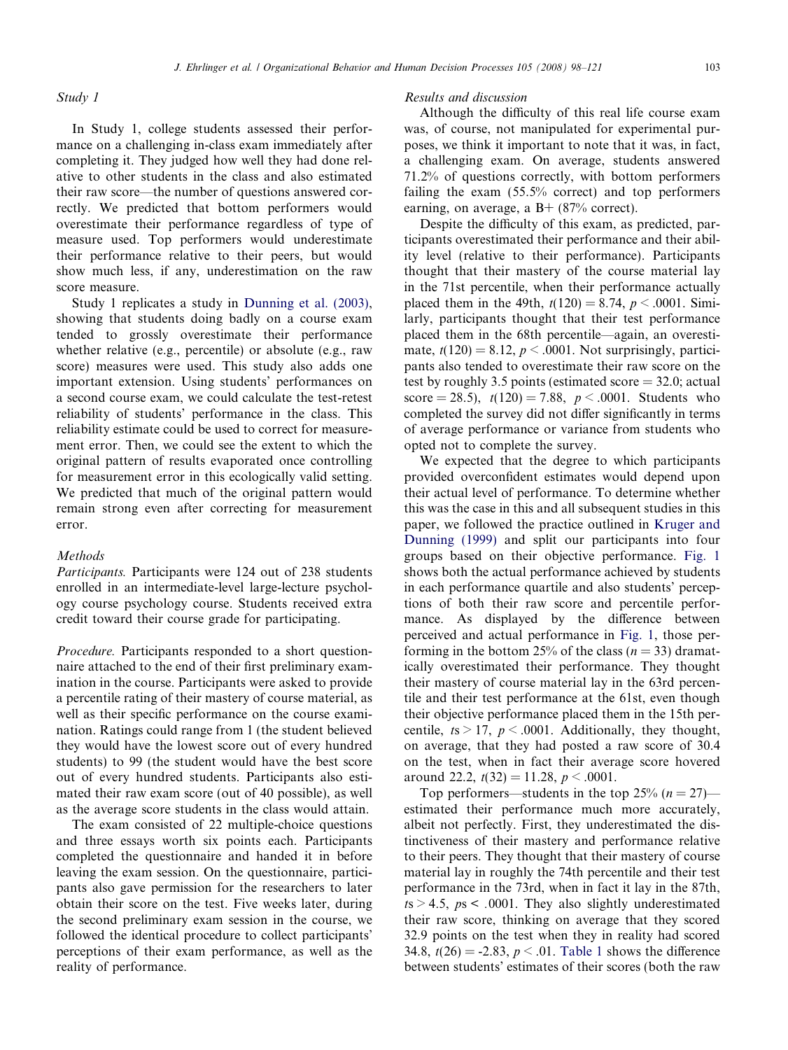### Study 1

In Study 1, college students assessed their performance on a challenging in-class exam immediately after completing it. They judged how well they had done relative to other students in the class and also estimated their raw score—the number of questions answered correctly. We predicted that bottom performers would overestimate their performance regardless of type of measure used. Top performers would underestimate their performance relative to their peers, but would show much less, if any, underestimation on the raw score measure.

Study 1 replicates a study in Dunning et al. (2003), showing that students doing badly on a course exam tended to grossly overestimate their performance whether relative (e.g., percentile) or absolute (e.g., raw score) measures were used. This study also adds one important extension. Using students' performances on a second course exam, we could calculate the test-retest reliability of students' performance in the class. This reliability estimate could be used to correct for measurement error. Then, we could see the extent to which the original pattern of results evaporated once controlling for measurement error in this ecologically valid setting. We predicted that much of the original pattern would remain strong even after correcting for measurement error.

#### Methods

*Participants.* Participants were 124 out of 238 students enrolled in an intermediate-level large-lecture psychology course psychology course. Students received extra credit toward their course grade for participating.

*Procedure.* Participants responded to a short questionnaire attached to the end of their first preliminary examination in the course. Participants were asked to provide a percentile rating of their mastery of course material, as well as their specific performance on the course examination. Ratings could range from 1 (the student believed they would have the lowest score out of every hundred students) to 99 (the student would have the best score out of every hundred students. Participants also estimated their raw exam score (out of 40 possible), as well as the average score students in the class would attain.

The exam consisted of 22 multiple-choice questions and three essays worth six points each. Participants completed the questionnaire and handed it in before leaving the exam session. On the questionnaire, participants also gave permission for the researchers to later obtain their score on the test. Five weeks later, during the second preliminary exam session in the course, we followed the identical procedure to collect participants' perceptions of their exam performance, as well as the reality of performance.

#### Results and discussion

Although the difficulty of this real life course exam was, of course, not manipulated for experimental purposes, we think it important to note that it was, in fact, a challenging exam. On average, students answered 71.2% of questions correctly, with bottom performers failing the exam (55.5% correct) and top performers earning, on average, a B+ (87% correct).

Despite the difficulty of this exam, as predicted, participants overestimated their performance and their ability level (relative to their performance). Participants thought that their mastery of the course material lay in the 71st percentile, when their performance actually placed them in the 49th, $t(120) = 8.74$, $p < .0001$. Similarly, participants thought that their test performance placed them in the 68th percentile—again, an overestimate, $t(120) = 8.12$, $p < .0001$. Not surprisingly, participants also tended to overestimate their raw score on the test by roughly 3.5 points (estimated score = 32.0; actual score = 28.5), $t(120) = 7.88$, $p < .0001$. Students who completed the survey did not differ significantly in terms of average performance or variance from students who opted not to complete the survey.

We expected that the degree to which participants provided overconfident estimates would depend upon their actual level of performance. To determine whether this was the case in this and all subsequent studies in this paper, we followed the practice outlined in Kruger and Dunning (1999) and split our participants into four groups based on their objective performance. Fig. 1 shows both the actual performance achieved by students in each performance quartile and also students' perceptions of both their raw score and percentile performance. As displayed by the difference between perceived and actual performance in Fig. 1, those performing in the bottom 25% of the class ($n = 33$) dramatically overestimated their performance. They thought their mastery of course material lay in the 63rd percentile and their test performance at the 61st, even though their objective performance placed them in the 15th percentile, $ts > 17$, $p < .0001$. Additionally, they thought, on average, that they had posted a raw score of 30.4 on the test, when in fact their average score hovered around 22.2, $t(32) = 11.28$, $p < .0001$.

Top performers—students in the top 25% ($n = 27$)—estimated their performance much more accurately, albeit not perfectly. First, they underestimated the distinctiveness of their mastery and performance relative to their peers. They thought that their mastery of course material lay in roughly the 74th percentile and their test performance in the 73rd, when in fact it lay in the 87th, $ts > 4.5$, $ps < .0001$. They also slightly underestimated their raw score, thinking on average that they scored 32.9 points on the test when they in reality had scored 34.8, $t(26) = -2.83$, $p < .01$. Table 1 shows the difference between students' estimates of their scores (both the raw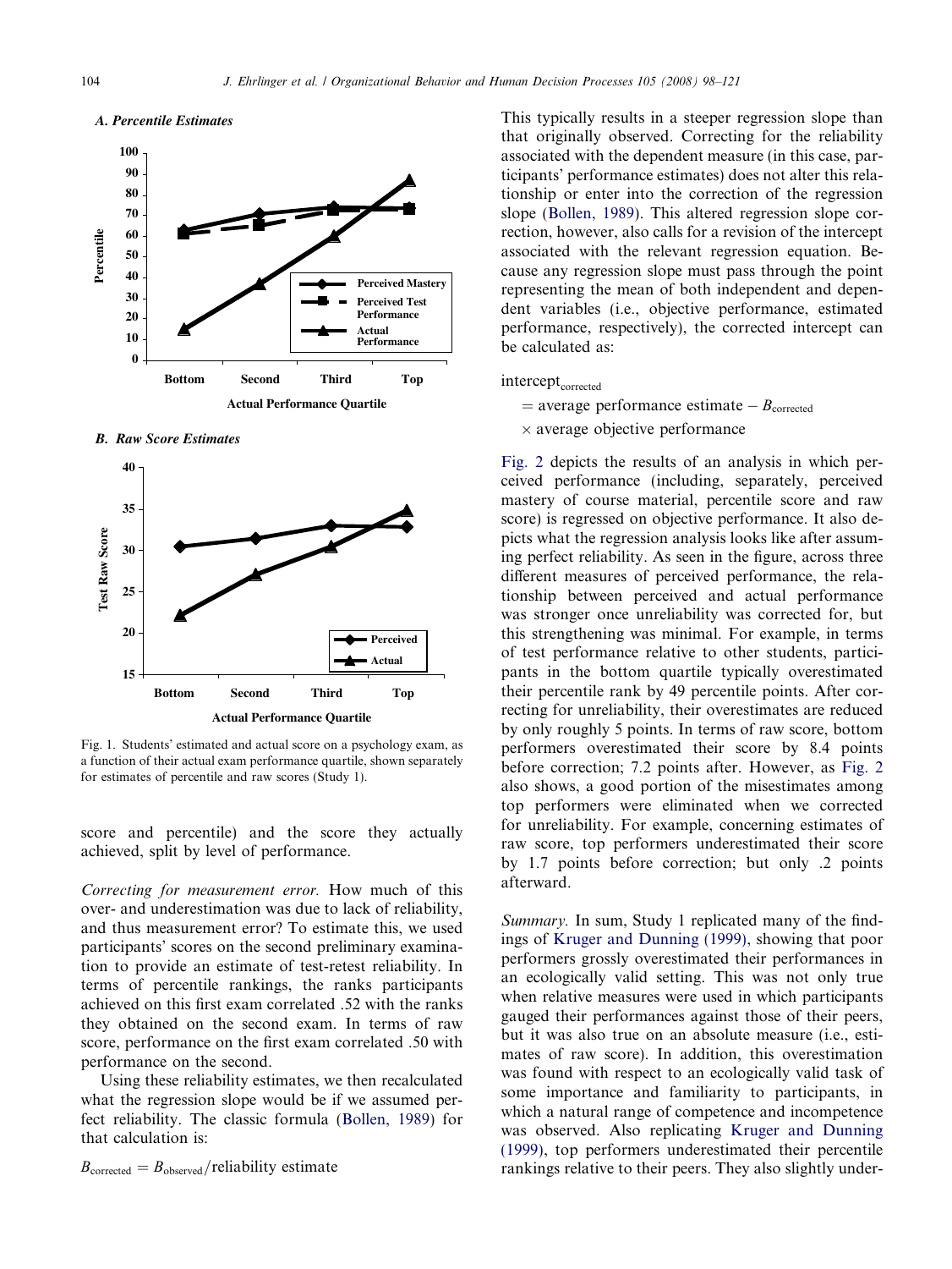*A. Percentile Estimates*

*B. Raw Score Estimates*

Fig. 1. Students' estimated and actual score on a psychology exam, as a function of their actual exam performance quartile, shown separately for estimates of percentile and raw scores (Study 1).

score and percentile) and the score they actually achieved, split by level of performance.

*Correcting for measurement error.* How much of this over- and underestimation was due to lack of reliability, and thus measurement error? To estimate this, we used participants' scores on the second preliminary examination to provide an estimate of test-retest reliability. In terms of percentile rankings, the ranks participants achieved on this first exam correlated .52 with the ranks they obtained on the second exam. In terms of raw score, performance on the first exam correlated .50 with performance on the second.

Using these reliability estimates, we then recalculated what the regression slope would be if we assumed perfect reliability. The classic formula (Bollen, 1989) for that calculation is:

$$B_{\text{corrected}} = B_{\text{observed}}/\text{reliability estimate}$$

This typically results in a steeper regression slope than that originally observed. Correcting for the reliability associated with the dependent measure (in this case, participants' performance estimates) does not alter this relationship or enter into the correction of the regression slope (Bollen, 1989). This altered regression slope correction, however, also calls for a revision of the intercept associated with the relevant regression equation. Because any regression slope must pass through the point representing the mean of both independent and dependent variables (i.e., objective performance, estimated performance, respectively), the corrected intercept can be calculated as:

$$\text{intercept}_{\text{corrected}} = \text{average performance estimate} - B_{\text{corrected}} \times \text{average objective performance}$$

Fig. 2 depicts the results of an analysis in which perceived performance (including, separately, perceived mastery of course material, percentile score and raw score) is regressed on objective performance. It also depicts what the regression analysis looks like after assuming perfect reliability. As seen in the figure, across three different measures of perceived performance, the relationship between perceived and actual performance was stronger once unreliability was corrected for, but this strengthening was minimal. For example, in terms of test performance relative to other students, participants in the bottom quartile typically overestimated their percentile rank by 49 percentile points. After correcting for unreliability, their overestimates are reduced by only roughly 5 points. In terms of raw score, bottom performers overestimated their score by 8.4 points before correction; 7.2 points after. However, as Fig. 2 also shows, a good portion of the misestimates among top performers were eliminated when we corrected for unreliability. For example, concerning estimates of raw score, top performers underestimated their score by 1.7 points before correction; but only .2 points afterward.

*Summary.* In sum, Study 1 replicated many of the findings of Kruger and Dunning (1999), showing that poor performers grossly overestimated their performances in an ecologically valid setting. This was not only true when relative measures were used in which participants gauged their performances against those of their peers, but it was also true on an absolute measure (i.e., estimates of raw score). In addition, this overestimation was found with respect to an ecologically valid task of some importance and familiarity to participants, in which a natural range of competence and incompetence was observed. Also replicating Kruger and Dunning (1999), top performers underestimated their percentile rankings relative to their peers. They also slightly under-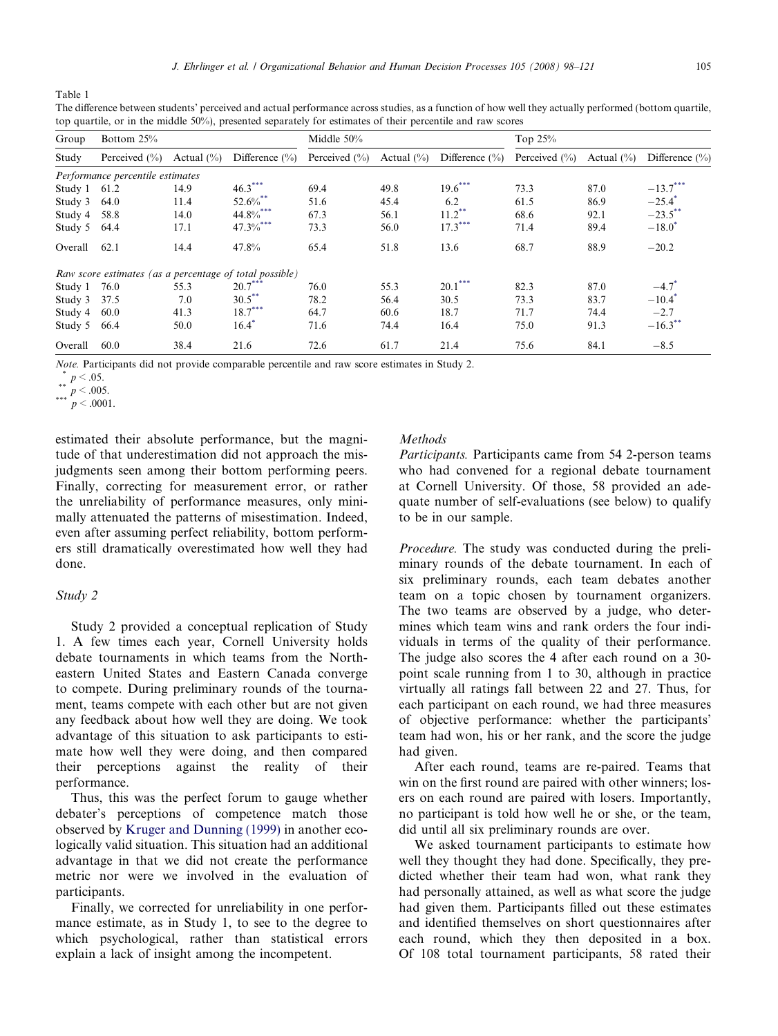Table 1

The difference between students' perceived and actual performance across studies, as a function of how well they actually performed (bottom quartile, top quartile, or in the middle 50%), presented separately for estimates of their percentile and raw scores

| Group | Bottom 25% | | | Middle 50% | | | Top 25% | | |
|---|---|---|---|---|---|---|---|---|---|
| Study | Perceived (%) | Actual (%) | Difference (%) | Perceived (%) | Actual (%) | Difference (%) | Perceived (%) | Actual (%) | Difference (%) |
| *Performance percentile estimates* | | | | | | | | | |
| Study 1 | 61.2 | 14.9 | 46.3*** | 69.4 | 49.8 | 19.6*** | 73.3 | 87.0 | −13.7*** |
| Study 3 | 64.0 | 11.4 | 52.6%** | 51.6 | 45.4 | 6.2 | 61.5 | 86.9 | −25.4* |
| Study 4 | 58.8 | 14.0 | 44.8%*** | 67.3 | 56.1 | 11.2** | 68.6 | 92.1 | −23.5** |
| Study 5 | 64.4 | 17.1 | 47.3%*** | 73.3 | 56.0 | 17.3*** | 71.4 | 89.4 | −18.0* |
| Overall | 62.1 | 14.4 | 47.8% | 65.4 | 51.8 | 13.6 | 68.7 | 88.9 | −20.2 |
| *Raw score estimates (as a percentage of total possible)* | | | | | | | | | |
| Study 1 | 76.0 | 55.3 | 20.7*** | 76.0 | 55.3 | 20.1*** | 82.3 | 87.0 | −4.7* |
| Study 3 | 37.5 | 7.0 | 30.5** | 78.2 | 56.4 | 30.5 | 73.3 | 83.7 | −10.4* |
| Study 4 | 60.0 | 41.3 | 18.7*** | 64.7 | 60.6 | 18.7 | 71.7 | 74.4 | −2.7 |
| Study 5 | 66.4 | 50.0 | 16.4* | 71.6 | 74.4 | 16.4 | 75.0 | 91.3 | −16.3** |
| Overall | 60.0 | 38.4 | 21.6 | 72.6 | 61.7 | 21.4 | 75.6 | 84.1 | −8.5 |

*Note.* Participants did not provide comparable percentile and raw score estimates in Study 2.

\* $p < .05$.

\*\* $p < .005$.

\*\*\* $p < .0001$.

estimated their absolute performance, but the magnitude of that underestimation did not approach the misjudgments seen among their bottom performing peers. Finally, correcting for measurement error, or rather the unreliability of performance measures, only minimally attenuated the patterns of misestimation. Indeed, even after assuming perfect reliability, bottom performers still dramatically overestimated how well they had done.

### Study 2

Study 2 provided a conceptual replication of Study 1. A few times each year, Cornell University holds debate tournaments in which teams from the Northeastern United States and Eastern Canada converge to compete. During preliminary rounds of the tournament, teams compete with each other but are not given any feedback about how well they are doing. We took advantage of this situation to ask participants to estimate how well they were doing, and then compared their perceptions against the reality of their performance.

Thus, this was the perfect forum to gauge whether debater's perceptions of competence match those observed by Kruger and Dunning (1999) in another ecologically valid situation. This situation had an additional advantage in that we did not create the performance metric nor were we involved in the evaluation of participants.

Finally, we corrected for unreliability in one performance estimate, as in Study 1, to see to the degree to which psychological, rather than statistical errors explain a lack of insight among the incompetent.

#### *Methods*

*Participants.* Participants came from 54 2-person teams who had convened for a regional debate tournament at Cornell University. Of those, 58 provided an adequate number of self-evaluations (see below) to qualify to be in our sample.

*Procedure.* The study was conducted during the preliminary rounds of the debate tournament. In each of six preliminary rounds, each team debates another team on a topic chosen by tournament organizers. The two teams are observed by a judge, who determines which team wins and rank orders the four individuals in terms of the quality of their performance. The judge also scores the 4 after each round on a 30-point scale running from 1 to 30, although in practice virtually all ratings fall between 22 and 27. Thus, for each participant on each round, we had three measures of objective performance: whether the participants' team had won, his or her rank, and the score the judge had given.

After each round, teams are re-paired. Teams that win on the first round are paired with other winners; losers on each round are paired with losers. Importantly, no participant is told how well he or she, or the team, did until all six preliminary rounds are over.

We asked tournament participants to estimate how well they thought they had done. Specifically, they predicted whether their team had won, what rank they had personally attained, as well as what score the judge had given them. Participants filled out these estimates and identified themselves on short questionnaires after each round, which they then deposited in a box. Of 108 total tournament participants, 58 rated their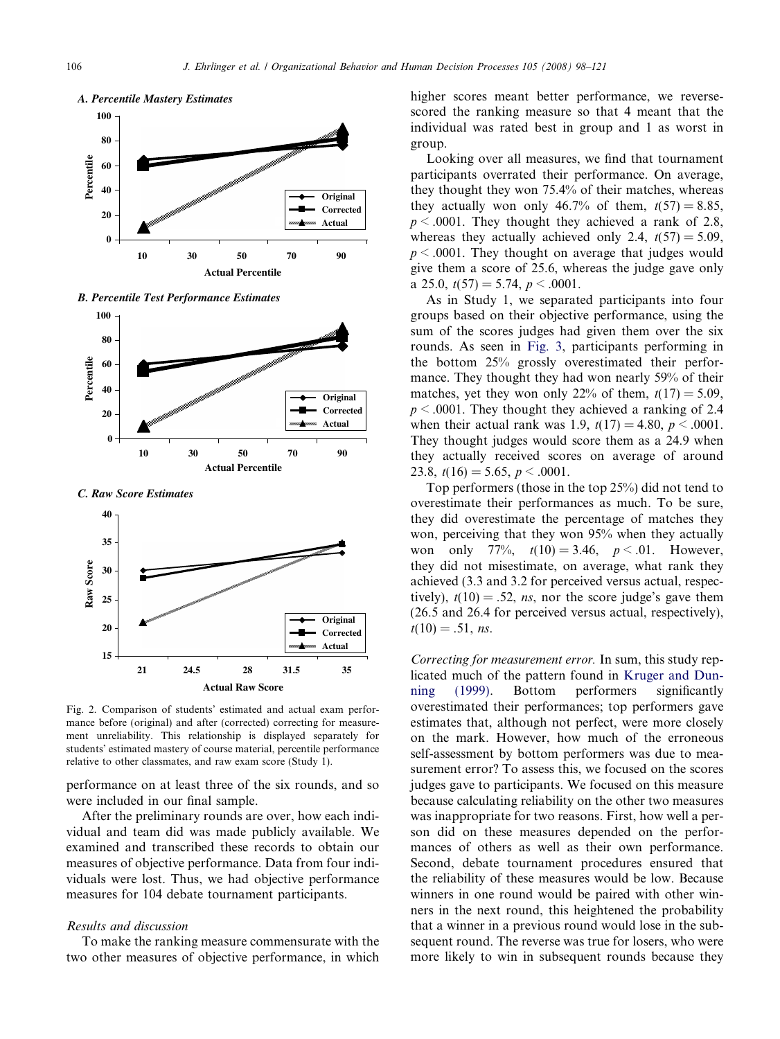A. Percentile Mastery Estimates

B. Percentile Test Performance Estimates

C. Raw Score Estimates

Fig. 2. Comparison of students' estimated and actual exam performance before (original) and after (corrected) correcting for measurement unreliability. This relationship is displayed separately for students' estimated mastery of course material, percentile performance relative to other classmates, and raw exam score (Study 1).

performance on at least three of the six rounds, and so were included in our final sample.

After the preliminary rounds are over, how each individual and team did was made publicly available. We examined and transcribed these records to obtain our measures of objective performance. Data from four individuals were lost. Thus, we had objective performance measures for 104 debate tournament participants.

### Results and discussion

To make the ranking measure commensurate with the two other measures of objective performance, in which higher scores meant better performance, we reverse-scored the ranking measure so that 4 meant that the individual was rated best in group and 1 as worst in group.

Looking over all measures, we find that tournament participants overrated their performance. On average, they thought they won 75.4% of their matches, whereas they actually won only 46.7% of them, $t(57) = 8.85$, $p < .0001$. They thought they achieved a rank of 2.8, whereas they actually achieved only 2.4, $t(57) = 5.09$, $p < .0001$. They thought on average that judges would give them a score of 25.6, whereas the judge gave only a 25.0, $t(57) = 5.74$, $p < .0001$.

As in Study 1, we separated participants into four groups based on their objective performance, using the sum of the scores judges had given them over the six rounds. As seen in Fig. 3, participants performing in the bottom 25% grossly overestimated their performance. They thought they had won nearly 59% of their matches, yet they won only 22% of them, $t(17) = 5.09$, $p < .0001$. They thought they achieved a ranking of 2.4 when their actual rank was 1.9, $t(17) = 4.80$, $p < .0001$. They thought judges would score them as a 24.9 when they actually received scores on average of around 23.8, $t(16) = 5.65$, $p < .0001$.

Top performers (those in the top 25%) did not tend to overestimate their performances as much. To be sure, they did overestimate the percentage of matches they won, perceiving that they won 95% when they actually won only 77%, $t(10) = 3.46$, $p < .01$. However, they did not misestimate, on average, what rank they achieved (3.3 and 3.2 for perceived versus actual, respectively), $t(10) = .52$, *ns*, nor the score judge's gave them (26.5 and 26.4 for perceived versus actual, respectively), $t(10) = .51$, *ns*.

*Correcting for measurement error.* In sum, this study replicated much of the pattern found in Kruger and Dunning (1999). Bottom performers significantly overestimated their performances; top performers gave estimates that, although not perfect, were more closely on the mark. However, how much of the erroneous self-assessment by bottom performers was due to measurement error? To assess this, we focused on the scores judges gave to participants. We focused on this measure because calculating reliability on the other two measures was inappropriate for two reasons. First, how well a person did on these measures depended on the performances of others as well as their own performance. Second, debate tournament procedures ensured that the reliability of these measures would be low. Because winners in one round would be paired with other winners in the next round, this heightened the probability that a winner in a previous round would lose in the subsequent round. The reverse was true for losers, who were more likely to win in subsequent rounds because they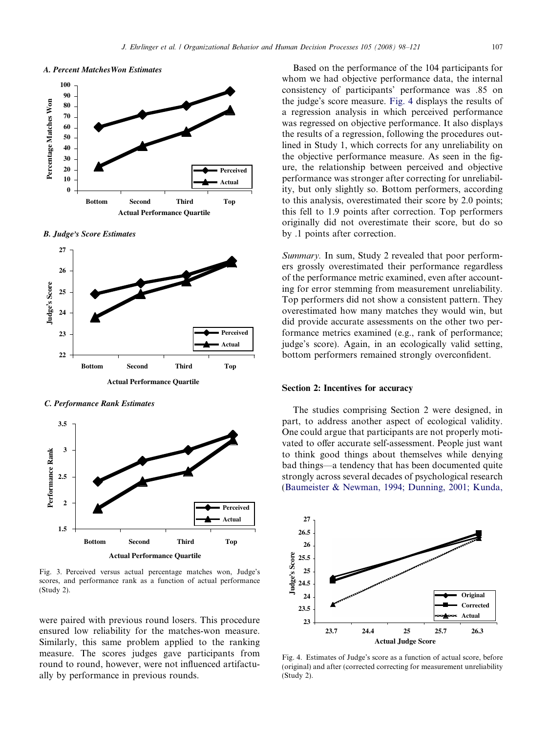*A. Percent MatchesWon Estimates*

*B. Judge's Score Estimates*

*C. Performance Rank Estimates*

Fig. 3. Perceived versus actual percentage matches won, Judge's scores, and performance rank as a function of actual performance (Study 2).

were paired with previous round losers. This procedure ensured low reliability for the matches-won measure. Similarly, this same problem applied to the ranking measure. The scores judges gave participants from round to round, however, were not influenced artifactually by performance in previous rounds.

Based on the performance of the 104 participants for whom we had objective performance data, the internal consistency of participants' performance was .85 on the judge's score measure. Fig. 4 displays the results of a regression analysis in which perceived performance was regressed on objective performance. It also displays the results of a regression, following the procedures outlined in Study 1, which corrects for any unreliability on the objective performance measure. As seen in the figure, the relationship between perceived and objective performance was stronger after correcting for unreliability, but only slightly so. Bottom performers, according to this analysis, overestimated their score by 2.0 points; this fell to 1.9 points after correction. Top performers originally did not overestimate their score, but do so by .1 points after correction.

*Summary.* In sum, Study 2 revealed that poor performers grossly overestimated their performance regardless of the performance metric examined, even after accounting for error stemming from measurement unreliability. Top performers did not show a consistent pattern. They overestimated how many matches they would win, but did provide accurate assessments on the other two performance metrics examined (e.g., rank of performance; judge's score). Again, in an ecologically valid setting, bottom performers remained strongly overconfident.

## Section 2: Incentives for accuracy

The studies comprising Section 2 were designed, in part, to address another aspect of ecological validity. One could argue that participants are not properly motivated to offer accurate self-assessment. People just want to think good things about themselves while denying bad things—a tendency that has been documented quite strongly across several decades of psychological research (Baumeister & Newman, 1994; Dunning, 2001; Kunda,

Fig. 4. Estimates of Judge's score as a function of actual score, before (original) and after (corrected correcting for measurement unreliability (Study 2).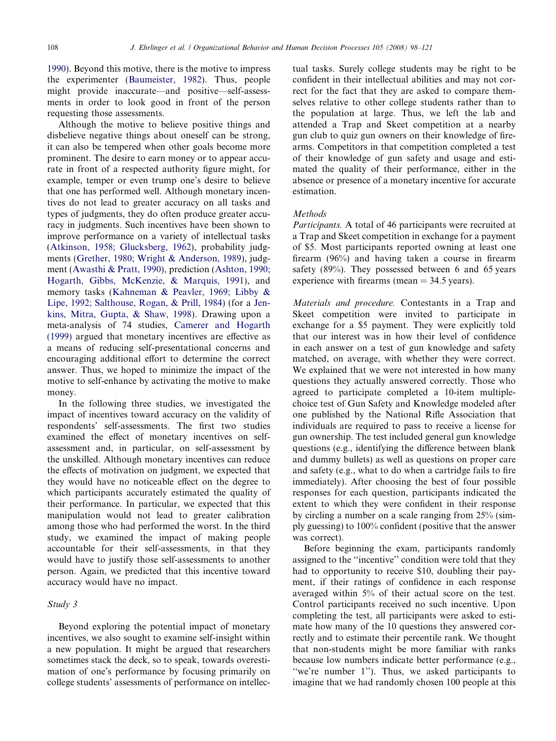1990). Beyond this motive, there is the motive to impress the experimenter (Baumeister, 1982). Thus, people might provide inaccurate—and positive—self-assessments in order to look good in front of the person requesting those assessments.

Although the motive to believe positive things and disbelieve negative things about oneself can be strong, it can also be tempered when other goals become more prominent. The desire to earn money or to appear accurate in front of a respected authority figure might, for example, temper or even trump one's desire to believe that one has performed well. Although monetary incentives do not lead to greater accuracy on all tasks and types of judgments, they do often produce greater accuracy in judgments. Such incentives have been shown to improve performance on a variety of intellectual tasks (Atkinson, 1958; Glucksberg, 1962), probability judgments (Grether, 1980; Wright & Anderson, 1989), judgment (Awasthi & Pratt, 1990), prediction (Ashton, 1990; Hogarth, Gibbs, McKenzie, & Marquis, 1991), and memory tasks (Kahneman & Peavler, 1969; Libby & Lipe, 1992; Salthouse, Rogan, & Prill, 1984) (for a Jenkins, Mitra, Gupta, & Shaw, 1998). Drawing upon a meta-analysis of 74 studies, Camerer and Hogarth (1999) argued that monetary incentives are effective as a means of reducing self-presentational concerns and encouraging additional effort to determine the correct answer. Thus, we hoped to minimize the impact of the motive to self-enhance by activating the motive to make money.

In the following three studies, we investigated the impact of incentives toward accuracy on the validity of respondents' self-assessments. The first two studies examined the effect of monetary incentives on self-assessment and, in particular, on self-assessment by the unskilled. Although monetary incentives can reduce the effects of motivation on judgment, we expected that they would have no noticeable effect on the degree to which participants accurately estimated the quality of their performance. In particular, we expected that this manipulation would not lead to greater calibration among those who had performed the worst. In the third study, we examined the impact of making people accountable for their self-assessments, in that they would have to justify those self-assessments to another person. Again, we predicted that this incentive toward accuracy would have no impact.

### *Study 3*

Beyond exploring the potential impact of monetary incentives, we also sought to examine self-insight within a new population. It might be argued that researchers sometimes stack the deck, so to speak, towards overestimation of one's performance by focusing primarily on college students' assessments of performance on intellectual tasks. Surely college students may be right to be confident in their intellectual abilities and may not correct for the fact that they are asked to compare themselves relative to other college students rather than to the population at large. Thus, we left the lab and attended a Trap and Skeet competition at a nearby gun club to quiz gun owners on their knowledge of firearms. Competitors in that competition completed a test of their knowledge of gun safety and usage and estimated the quality of their performance, either in the absence or presence of a monetary incentive for accurate estimation.

#### *Methods*

*Participants.* A total of 46 participants were recruited at a Trap and Skeet competition in exchange for a payment of $5. Most participants reported owning at least one firearm (96%) and having taken a course in firearm safety (89%). They possessed between 6 and 65 years experience with firearms (mean = 34.5 years).

*Materials and procedure.* Contestants in a Trap and Skeet competition were invited to participate in exchange for a $5 payment. They were explicitly told that our interest was in how their level of confidence in each answer on a test of gun knowledge and safety matched, on average, with whether they were correct. We explained that we were not interested in how many questions they actually answered correctly. Those who agreed to participate completed a 10-item multiple-choice test of Gun Safety and Knowledge modeled after one published by the National Rifle Association that individuals are required to pass to receive a license for gun ownership. The test included general gun knowledge questions (e.g., identifying the difference between blank and dummy bullets) as well as questions on proper care and safety (e.g., what to do when a cartridge fails to fire immediately). After choosing the best of four possible responses for each question, participants indicated the extent to which they were confident in their response by circling a number on a scale ranging from 25% (simply guessing) to 100% confident (positive that the answer was correct).

Before beginning the exam, participants randomly assigned to the "incentive" condition were told that they had to opportunity to receive $10, doubling their payment, if their ratings of confidence in each response averaged within 5% of their actual score on the test. Control participants received no such incentive. Upon completing the test, all participants were asked to estimate how many of the 10 questions they answered correctly and to estimate their percentile rank. We thought that non-students might be more familiar with ranks because low numbers indicate better performance (e.g., "we're number 1"). Thus, we asked participants to imagine that we had randomly chosen 100 people at this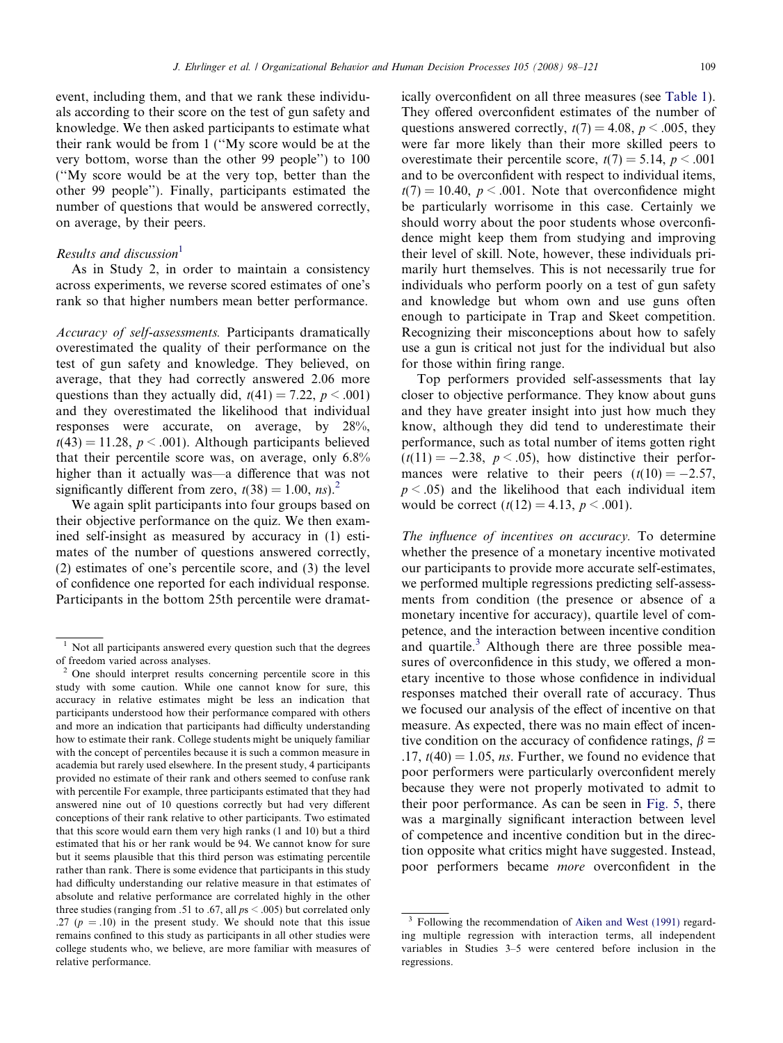event, including them, and that we rank these individuals according to their score on the test of gun safety and knowledge. We then asked participants to estimate what their rank would be from 1 ("My score would be at the very bottom, worse than the other 99 people") to 100 ("My score would be at the very top, better than the other 99 people"). Finally, participants estimated the number of questions that would be answered correctly, on average, by their peers.

### *Results and discussion*[1]

As in Study 2, in order to maintain a consistency across experiments, we reverse scored estimates of one's rank so that higher numbers mean better performance.

*Accuracy of self-assessments.* Participants dramatically overestimated the quality of their performance on the test of gun safety and knowledge. They believed, on average, that they had correctly answered 2.06 more questions than they actually did, $t(41) = 7.22$, $p < .001$) and they overestimated the likelihood that individual responses were accurate, on average, by 28%, $t(43) = 11.28$, $p < .001$). Although participants believed that their percentile score was, on average, only 6.8% higher than it actually was—a difference that was not significantly different from zero, $t(38) = 1.00$, *ns*).[2]

We again split participants into four groups based on their objective performance on the quiz. We then examined self-insight as measured by accuracy in (1) estimates of the number of questions answered correctly, (2) estimates of one's percentile score, and (3) the level of confidence one reported for each individual response. Participants in the bottom 25th percentile were dramatically overconfident on all three measures (see Table 1). They offered overconfident estimates of the number of questions answered correctly, $t(7) = 4.08$, $p < .005$, they were far more likely than their more skilled peers to overestimate their percentile score, $t(7) = 5.14$, $p < .001$ and to be overconfident with respect to individual items, $t(7) = 10.40$, $p < .001$. Note that overconfidence might be particularly worrisome in this case. Certainly we should worry about the poor students whose overconfidence might keep them from studying and improving their level of skill. Note, however, these individuals primarily hurt themselves. This is not necessarily true for individuals who perform poorly on a test of gun safety and knowledge but whom own and use guns often enough to participate in Trap and Skeet competition. Recognizing their misconceptions about how to safely use a gun is critical not just for the individual but also for those within firing range.

Top performers provided self-assessments that lay closer to objective performance. They know about guns and they have greater insight into just how much they know, although they did tend to underestimate their performance, such as total number of items gotten right ($t(11) = -2.38$, $p < .05$), how distinctive their performances were relative to their peers ($t(10) = -2.57$, $p < .05$) and the likelihood that each individual item would be correct ($t(12) = 4.13$, $p < .001$).

*The influence of incentives on accuracy.* To determine whether the presence of a monetary incentive motivated our participants to provide more accurate self-estimates, we performed multiple regressions predicting self-assessments from condition (the presence or absence of a monetary incentive for accuracy), quartile level of competence, and the interaction between incentive condition and quartile.[3] Although there are three possible measures of overconfidence in this study, we offered a monetary incentive to those whose confidence in individual responses matched their overall rate of accuracy. Thus we focused our analysis of the effect of incentive on that measure. As expected, there was no main effect of incentive condition on the accuracy of confidence ratings, $\beta = .17$, $t(40) = 1.05$, *ns*. Further, we found no evidence that poor performers were particularly overconfident merely because they were not properly motivated to admit to their poor performance. As can be seen in Fig. 5, there was a marginally significant interaction between level of competence and incentive condition but in the direction opposite what critics might have suggested. Instead, poor performers became *more* overconfident in the

---

[1] Not all participants answered every question such that the degrees of freedom varied across analyses.

[2] One should interpret results concerning percentile score in this study with some caution. While one cannot know for sure, this accuracy in relative estimates might be less an indication that participants understood how their performance compared with others and more an indication that participants had difficulty understanding how to estimate their rank. College students might be uniquely familiar with the concept of percentiles because it is such a common measure in academia but rarely used elsewhere. In the present study, 4 participants provided no estimate of their rank and others seemed to confuse rank with percentile For example, three participants estimated that they had answered nine out of 10 questions correctly but had very different conceptions of their rank relative to other participants. Two estimated that this score would earn them very high ranks (1 and 10) but a third estimated that his or her rank would be 94. We cannot know for sure but it seems plausible that this third person was estimating percentile rather than rank. There is some evidence that participants in this study had difficulty understanding our relative measure in that estimates of absolute and relative performance are correlated highly in the other three studies (ranging from .51 to .67, all $ps < .005$) but correlated only .27 ($p = .10$) in the present study. We should note that this issue remains confined to this study as participants in all other studies were college students who, we believe, are more familiar with measures of relative performance.

[3] Following the recommendation of Aiken and West (1991) regarding multiple regression with interaction terms, all independent variables in Studies 3–5 were centered before inclusion in the regressions.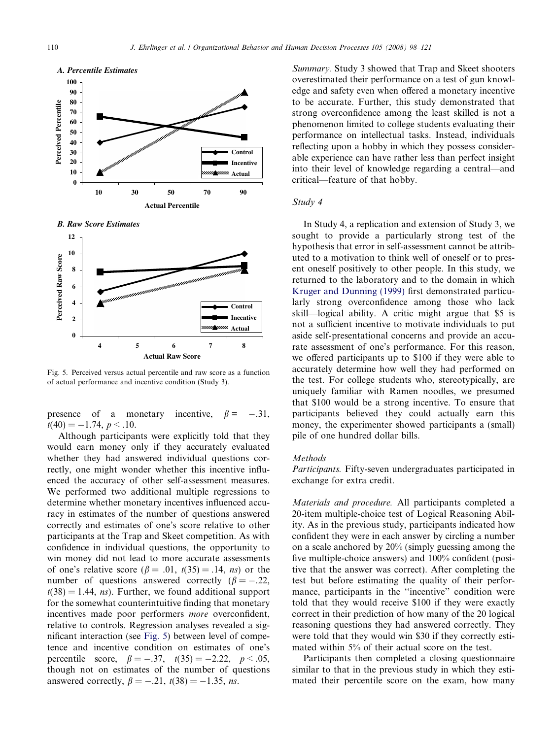Fig. 5. Perceived versus actual percentile and raw score as a function of actual performance and incentive condition (Study 3).

presence of a monetary incentive, $\beta = -.31$, $t(40) = -1.74$, $p < .10$.

Although participants were explicitly told that they would earn money only if they accurately evaluated whether they had answered individual questions correctly, one might wonder whether this incentive influenced the accuracy of other self-assessment measures. We performed two additional multiple regressions to determine whether monetary incentives influenced accuracy in estimates of the number of questions answered correctly and estimates of one's score relative to other participants at the Trap and Skeet competition. As with confidence in individual questions, the opportunity to win money did not lead to more accurate assessments of one's relative score ($\beta = .01$, $t(35) = .14$, *ns*) or the number of questions answered correctly ($\beta = -.22$, $t(38) = 1.44$, *ns*). Further, we found additional support for the somewhat counterintuitive finding that monetary incentives made poor performers *more* overconfident, relative to controls. Regression analyses revealed a significant interaction (see Fig. 5) between level of competence and incentive condition on estimates of one's percentile score, $\beta = -.37$, $t(35) = -2.22$, $p < .05$, though not on estimates of the number of questions answered correctly, $\beta = -.21$, $t(38) = -1.35$, *ns*.

*Summary.* Study 3 showed that Trap and Skeet shooters overestimated their performance on a test of gun knowledge and safety even when offered a monetary incentive to be accurate. Further, this study demonstrated that strong overconfidence among the least skilled is not a phenomenon limited to college students evaluating their performance on intellectual tasks. Instead, individuals reflecting upon a hobby in which they possess considerable experience can have rather less than perfect insight into their level of knowledge regarding a central—and critical—feature of that hobby.

### *Study 4*

In Study 4, a replication and extension of Study 3, we sought to provide a particularly strong test of the hypothesis that error in self-assessment cannot be attributed to a motivation to think well of oneself or to present oneself positively to other people. In this study, we returned to the laboratory and to the domain in which Kruger and Dunning (1999) first demonstrated particularly strong overconfidence among those who lack skill—logical ability. A critic might argue that \$5 is not a sufficient incentive to motivate individuals to put aside self-presentational concerns and provide an accurate assessment of one's performance. For this reason, we offered participants up to \$100 if they were able to accurately determine how well they had performed on the test. For college students who, stereotypically, are uniquely familiar with Ramen noodles, we presumed that \$100 would be a strong incentive. To ensure that participants believed they could actually earn this money, the experimenter showed participants a (small) pile of one hundred dollar bills.

#### *Methods*

*Participants.* Fifty-seven undergraduates participated in exchange for extra credit.

*Materials and procedure.* All participants completed a 20-item multiple-choice test of Logical Reasoning Ability. As in the previous study, participants indicated how confident they were in each answer by circling a number on a scale anchored by 20% (simply guessing among the five multiple-choice answers) and 100% confident (positive that the answer was correct). After completing the test but before estimating the quality of their performance, participants in the "incentive" condition were told that they would receive \$100 if they were exactly correct in their prediction of how many of the 20 logical reasoning questions they had answered correctly. They were told that they would win \$30 if they correctly estimated within 5% of their actual score on the test.

Participants then completed a closing questionnaire similar to that in the previous study in which they estimated their percentile score on the exam, how many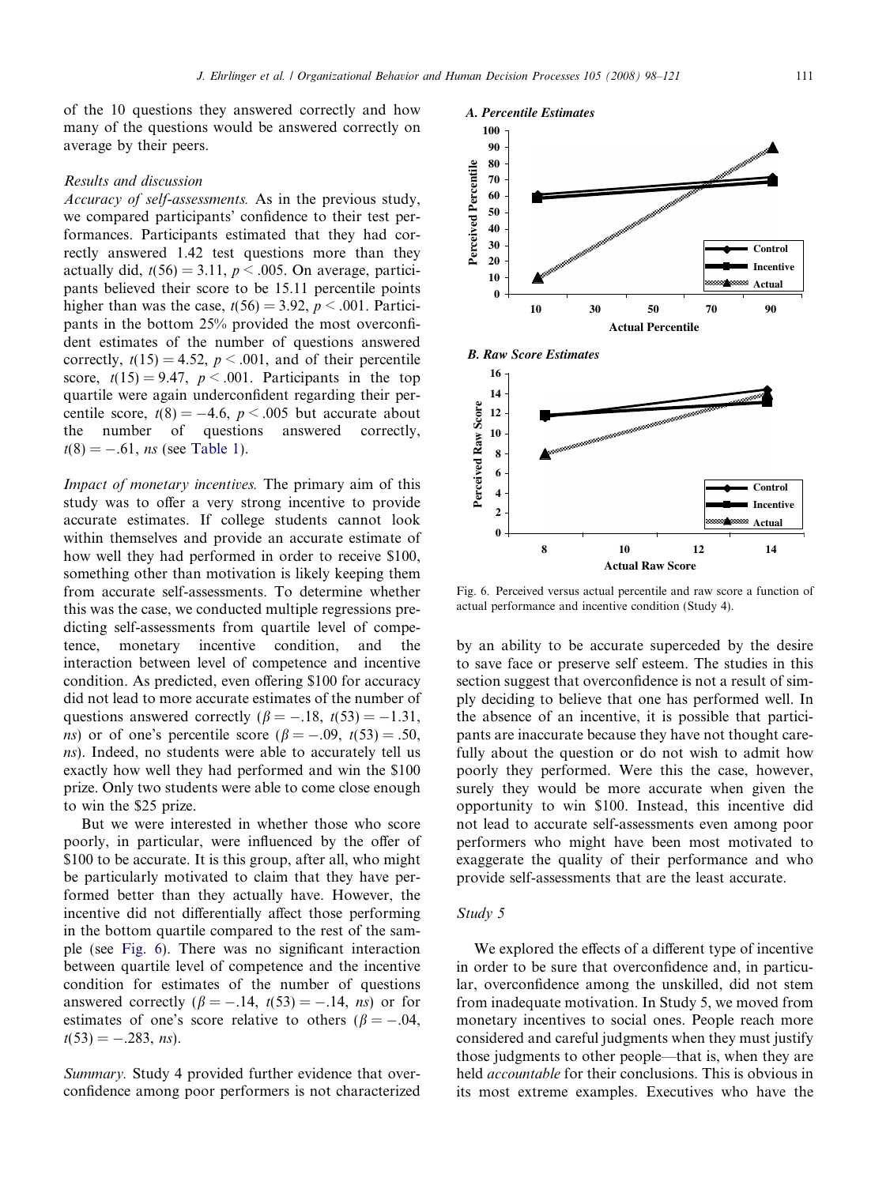of the 10 questions they answered correctly and how many of the questions would be answered correctly on average by their peers.

### Results and discussion

*Accuracy of self-assessments.* As in the previous study, we compared participants' confidence to their test performances. Participants estimated that they had correctly answered 1.42 test questions more than they actually did, $t(56) = 3.11$, $p < .005$. On average, participants believed their score to be 15.11 percentile points higher than was the case, $t(56) = 3.92$, $p < .001$. Participants in the bottom 25% provided the most overconfident estimates of the number of questions answered correctly, $t(15) = 4.52$, $p < .001$, and of their percentile score, $t(15) = 9.47$, $p < .001$. Participants in the top quartile were again underconfident regarding their percentile score, $t(8) = -4.6$, $p < .005$ but accurate about the number of questions answered correctly, $t(8) = -.61$, *ns* (see Table 1).

*Impact of monetary incentives.* The primary aim of this study was to offer a very strong incentive to provide accurate estimates. If college students cannot look within themselves and provide an accurate estimate of how well they had performed in order to receive $100, something other than motivation is likely keeping them from accurate self-assessments. To determine whether this was the case, we conducted multiple regressions predicting self-assessments from quartile level of competence, monetary incentive condition, and the interaction between level of competence and incentive condition. As predicted, even offering $100 for accuracy did not lead to more accurate estimates of the number of questions answered correctly ($\beta = -.18$, $t(53) = -1.31$, *ns*) or of one's percentile score ($\beta = -.09$, $t(53) = .50$, *ns*). Indeed, no students were able to accurately tell us exactly how well they had performed and win the $100 prize. Only two students were able to come close enough to win the $25 prize.

But we were interested in whether those who score poorly, in particular, were influenced by the offer of $100 to be accurate. It is this group, after all, who might be particularly motivated to claim that they have performed better than they actually have. However, the incentive did not differentially affect those performing in the bottom quartile compared to the rest of the sample (see Fig. 6). There was no significant interaction between quartile level of competence and the incentive condition for estimates of the number of questions answered correctly ($\beta = -.14$, $t(53) = -.14$, *ns*) or for estimates of one's score relative to others ($\beta = -.04$, $t(53) = -.283$, *ns*).

*Summary.* Study 4 provided further evidence that overconfidence among poor performers is not characterized by an ability to be accurate superceded by the desire to save face or preserve self esteem. The studies in this section suggest that overconfidence is not a result of simply deciding to believe that one has performed well. In the absence of an incentive, it is possible that participants are inaccurate because they have not thought carefully about the question or do not wish to admit how poorly they performed. Were this the case, however, surely they would be more accurate when given the opportunity to win $100. Instead, this incentive did not lead to accurate self-assessments even among poor performers who might have been most motivated to exaggerate the quality of their performance and who provide self-assessments that are the least accurate.

Fig. 6. Perceived versus actual percentile and raw score a function of actual performance and incentive condition (Study 4).

## Study 5

We explored the effects of a different type of incentive in order to be sure that overconfidence and, in particular, overconfidence among the unskilled, did not stem from inadequate motivation. In Study 5, we moved from monetary incentives to social ones. People reach more considered and careful judgments when they must justify those judgments to other people—that is, when they are held *accountable* for their conclusions. This is obvious in its most extreme examples. Executives who have the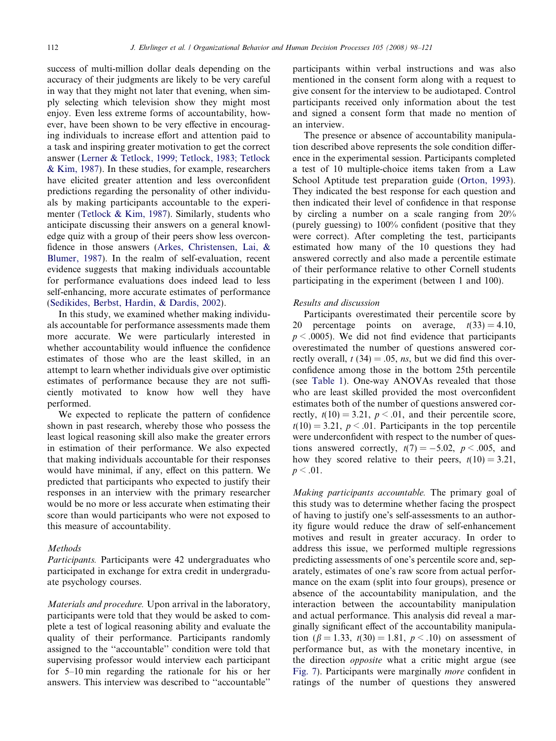success of multi-million dollar deals depending on the accuracy of their judgments are likely to be very careful in way that they might not later that evening, when simply selecting which television show they might most enjoy. Even less extreme forms of accountability, however, have been shown to be very effective in encouraging individuals to increase effort and attention paid to a task and inspiring greater motivation to get the correct answer (Lerner & Tetlock, 1999; Tetlock, 1983; Tetlock & Kim, 1987). In these studies, for example, researchers have elicited greater attention and less overconfident predictions regarding the personality of other individuals by making participants accountable to the experimenter (Tetlock & Kim, 1987). Similarly, students who anticipate discussing their answers on a general knowledge quiz with a group of their peers show less overconfidence in those answers (Arkes, Christensen, Lai, & Blumer, 1987). In the realm of self-evaluation, recent evidence suggests that making individuals accountable for performance evaluations does indeed lead to less self-enhancing, more accurate estimates of performance (Sedikides, Berbst, Hardin, & Dardis, 2002).

In this study, we examined whether making individuals accountable for performance assessments made them more accurate. We were particularly interested in whether accountability would influence the confidence estimates of those who are the least skilled, in an attempt to learn whether individuals give over optimistic estimates of performance because they are not sufficiently motivated to know how well they have performed.

We expected to replicate the pattern of confidence shown in past research, whereby those who possess the least logical reasoning skill also make the greater errors in estimation of their performance. We also expected that making individuals accountable for their responses would have minimal, if any, effect on this pattern. We predicted that participants who expected to justify their responses in an interview with the primary researcher would be no more or less accurate when estimating their score than would participants who were not exposed to this measure of accountability.

### Methods

*Participants.* Participants were 42 undergraduates who participated in exchange for extra credit in undergraduate psychology courses.

*Materials and procedure.* Upon arrival in the laboratory, participants were told that they would be asked to complete a test of logical reasoning ability and evaluate the quality of their performance. Participants randomly assigned to the ''accountable'' condition were told that supervising professor would interview each participant for 5–10 min regarding the rationale for his or her answers. This interview was described to ''accountable'' participants within verbal instructions and was also mentioned in the consent form along with a request to give consent for the interview to be audiotaped. Control participants received only information about the test and signed a consent form that made no mention of an interview.

The presence or absence of accountability manipulation described above represents the sole condition difference in the experimental session. Participants completed a test of 10 multiple-choice items taken from a Law School Aptitude test preparation guide (Orton, 1993). They indicated the best response for each question and then indicated their level of confidence in that response by circling a number on a scale ranging from 20% (purely guessing) to 100% confident (positive that they were correct). After completing the test, participants estimated how many of the 10 questions they had answered correctly and also made a percentile estimate of their performance relative to other Cornell students participating in the experiment (between 1 and 100).

### Results and discussion

Participants overestimated their percentile score by 20 percentage points on average, $t(33) = 4.10$, $p < .0005$). We did not find evidence that participants overestimated the number of questions answered correctly overall, $t\ (34) = .05$, *ns*, but we did find this overconfidence among those in the bottom 25th percentile (see Table 1). One-way ANOVAs revealed that those who are least skilled provided the most overconfident estimates both of the number of questions answered correctly, $t(10) = 3.21$, $p < .01$, and their percentile score, $t(10) = 3.21$, $p < .01$. Participants in the top percentile were underconfident with respect to the number of questions answered correctly, $t(7) = -5.02$, $p < .005$, and how they scored relative to their peers, $t(10) = 3.21$, $p < .01$.

*Making participants accountable.* The primary goal of this study was to determine whether facing the prospect of having to justify one's self-assessments to an authority figure would reduce the draw of self-enhancement motives and result in greater accuracy. In order to address this issue, we performed multiple regressions predicting assessments of one's percentile score and, separately, estimates of one's raw score from actual performance on the exam (split into four groups), presence or absence of the accountability manipulation, and the interaction between the accountability manipulation and actual performance. This analysis did reveal a marginally significant effect of the accountability manipulation ($\beta = 1.33$, $t(30) = 1.81$, $p < .10$) on assessment of performance but, as with the monetary incentive, in the direction *opposite* what a critic might argue (see Fig. 7). Participants were marginally *more* confident in ratings of the number of questions they answered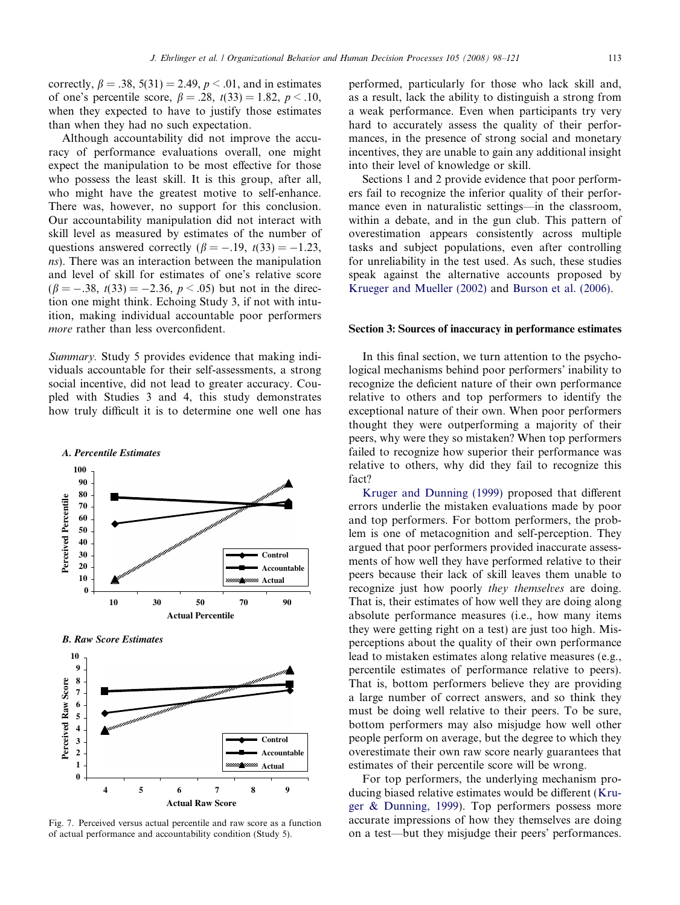correctly, $\beta = .38$, $5(31) = 2.49$, $p < .01$, and in estimates of one's percentile score, $\beta = .28$, $t(33) = 1.82$, $p < .10$, when they expected to have to justify those estimates than when they had no such expectation.

Although accountability did not improve the accuracy of performance evaluations overall, one might expect the manipulation to be most effective for those who possess the least skill. It is this group, after all, who might have the greatest motive to self-enhance. There was, however, no support for this conclusion. Our accountability manipulation did not interact with skill level as measured by estimates of the number of questions answered correctly ($\beta = -.19$, $t(33) = -1.23$, *ns*). There was an interaction between the manipulation and level of skill for estimates of one's relative score ($\beta = -.38$, $t(33) = -2.36$, $p < .05$) but not in the direction one might think. Echoing Study 3, if not with intuition, making individual accountable poor performers *more* rather than less overconfident.

*Summary.* Study 5 provides evidence that making individuals accountable for their self-assessments, a strong social incentive, did not lead to greater accuracy. Coupled with Studies 3 and 4, this study demonstrates how truly difficult it is to determine one well one has performed, particularly for those who lack skill and, as a result, lack the ability to distinguish a strong from a weak performance. Even when participants try very hard to accurately assess the quality of their performances, in the presence of strong social and monetary incentives, they are unable to gain any additional insight into their level of knowledge or skill.

Sections 1 and 2 provide evidence that poor performers fail to recognize the inferior quality of their performance even in naturalistic settings—in the classroom, within a debate, and in the gun club. This pattern of overestimation appears consistently across multiple tasks and subject populations, even after controlling for unreliability in the test used. As such, these studies speak against the alternative accounts proposed by Krueger and Mueller (2002) and Burson et al. (2006).

*A. Percentile Estimates*

Perceived Percentile
0
10
20
30
40
50
60
70
80
90
100

Actual Percentile
10
30
50
70
90

Control
Accountable
Actual

*B. Raw Score Estimates*

Perceived Raw Score
0
1
2
3
4
5
6
7
8
9
10

Actual Raw Score
4
5
6
7
8
9

Control
Accountable
Actual

Fig. 7. Perceived versus actual percentile and raw score as a function of actual performance and accountability condition (Study 5).

### Section 3: Sources of inaccuracy in performance estimates

In this final section, we turn attention to the psychological mechanisms behind poor performers' inability to recognize the deficient nature of their own performance relative to others and top performers to identify the exceptional nature of their own. When poor performers thought they were outperforming a majority of their peers, why were they so mistaken? When top performers failed to recognize how superior their performance was relative to others, why did they fail to recognize this fact?

Kruger and Dunning (1999) proposed that different errors underlie the mistaken evaluations made by poor and top performers. For bottom performers, the problem is one of metacognition and self-perception. They argued that poor performers provided inaccurate assessments of how well they have performed relative to their peers because their lack of skill leaves them unable to recognize just how poorly *they themselves* are doing. That is, their estimates of how well they are doing along absolute performance measures (i.e., how many items they were getting right on a test) are just too high. Misperceptions about the quality of their own performance lead to mistaken estimates along relative measures (e.g., percentile estimates of performance relative to peers). That is, bottom performers believe they are providing a large number of correct answers, and so think they must be doing well relative to their peers. To be sure, bottom performers may also misjudge how well other people perform on average, but the degree to which they overestimate their own raw score nearly guarantees that estimates of their percentile score will be wrong.

For top performers, the underlying mechanism producing biased relative estimates would be different (Kruger & Dunning, 1999). Top performers possess more accurate impressions of how they themselves are doing on a test—but they misjudge their peers' performances.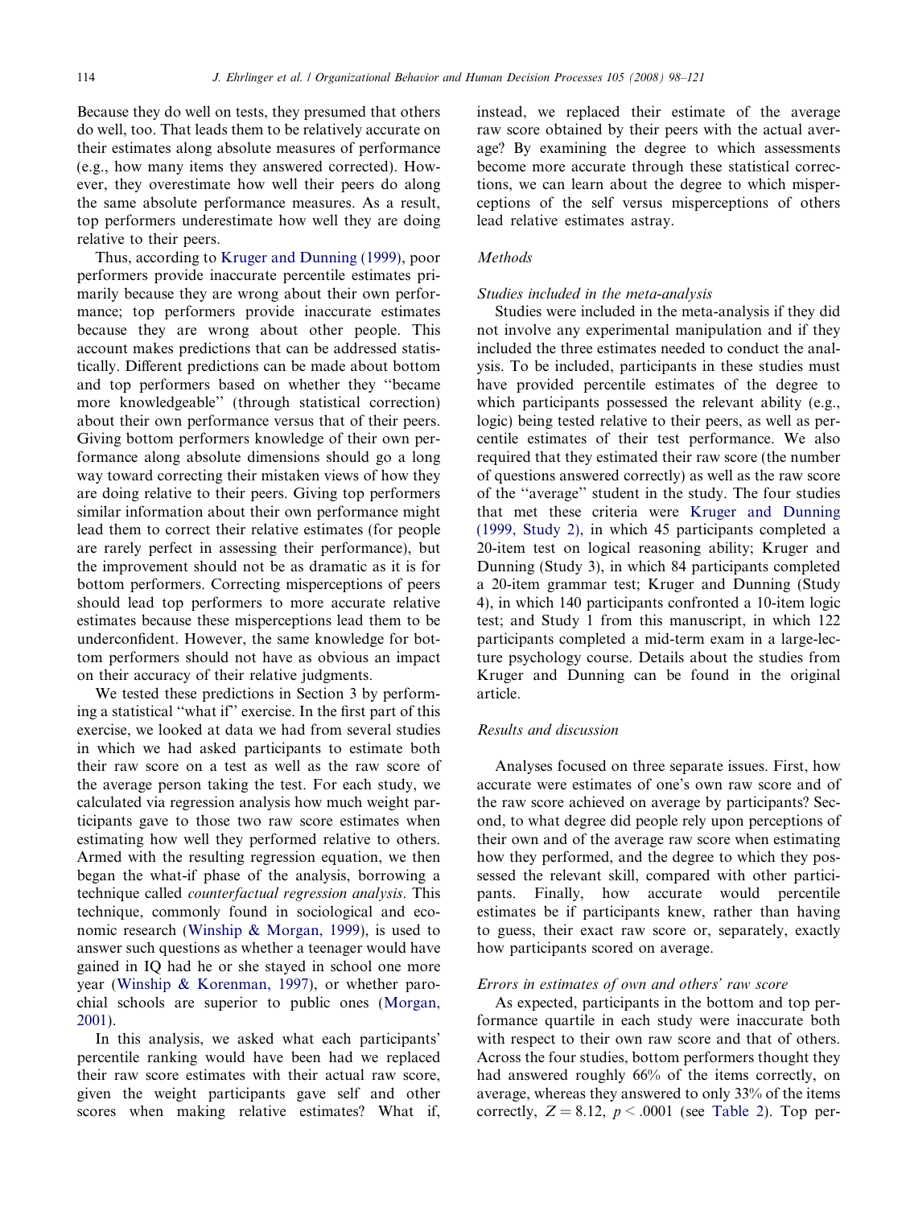Because they do well on tests, they presumed that others do well, too. That leads them to be relatively accurate on their estimates along absolute measures of performance (e.g., how many items they answered corrected). However, they overestimate how well their peers do along the same absolute performance measures. As a result, top performers underestimate how well they are doing relative to their peers.

Thus, according to Kruger and Dunning (1999), poor performers provide inaccurate percentile estimates primarily because they are wrong about their own performance; top performers provide inaccurate estimates because they are wrong about other people. This account makes predictions that can be addressed statistically. Different predictions can be made about bottom and top performers based on whether they ''became more knowledgeable'' (through statistical correction) about their own performance versus that of their peers. Giving bottom performers knowledge of their own performance along absolute dimensions should go a long way toward correcting their mistaken views of how they are doing relative to their peers. Giving top performers similar information about their own performance might lead them to correct their relative estimates (for people are rarely perfect in assessing their performance), but the improvement should not be as dramatic as it is for bottom performers. Correcting misperceptions of peers should lead top performers to more accurate relative estimates because these misperceptions lead them to be underconfident. However, the same knowledge for bottom performers should not have as obvious an impact on their accuracy of their relative judgments.

We tested these predictions in Section 3 by performing a statistical ''what if'' exercise. In the first part of this exercise, we looked at data we had from several studies in which we had asked participants to estimate both their raw score on a test as well as the raw score of the average person taking the test. For each study, we calculated via regression analysis how much weight participants gave to those two raw score estimates when estimating how well they performed relative to others. Armed with the resulting regression equation, we then began the what-if phase of the analysis, borrowing a technique called *counterfactual regression analysis*. This technique, commonly found in sociological and economic research (Winship & Morgan, 1999), is used to answer such questions as whether a teenager would have gained in IQ had he or she stayed in school one more year (Winship & Korenman, 1997), or whether parochial schools are superior to public ones (Morgan, 2001).

In this analysis, we asked what each participants' percentile ranking would have been had we replaced their raw score estimates with their actual raw score, given the weight participants gave self and other scores when making relative estimates? What if, instead, we replaced their estimate of the average raw score obtained by their peers with the actual average? By examining the degree to which assessments become more accurate through these statistical corrections, we can learn about the degree to which misperceptions of the self versus misperceptions of others lead relative estimates astray.

### *Methods*

#### *Studies included in the meta-analysis*

Studies were included in the meta-analysis if they did not involve any experimental manipulation and if they included the three estimates needed to conduct the analysis. To be included, participants in these studies must have provided percentile estimates of the degree to which participants possessed the relevant ability (e.g., logic) being tested relative to their peers, as well as percentile estimates of their test performance. We also required that they estimated their raw score (the number of questions answered correctly) as well as the raw score of the ''average'' student in the study. The four studies that met these criteria were Kruger and Dunning (1999, Study 2), in which 45 participants completed a 20-item test on logical reasoning ability; Kruger and Dunning (Study 3), in which 84 participants completed a 20-item grammar test; Kruger and Dunning (Study 4), in which 140 participants confronted a 10-item logic test; and Study 1 from this manuscript, in which 122 participants completed a mid-term exam in a large-lecture psychology course. Details about the studies from Kruger and Dunning can be found in the original article.

### *Results and discussion*

Analyses focused on three separate issues. First, how accurate were estimates of one's own raw score and of the raw score achieved on average by participants? Second, to what degree did people rely upon perceptions of their own and of the average raw score when estimating how they performed, and the degree to which they possessed the relevant skill, compared with other participants. Finally, how accurate would percentile estimates be if participants knew, rather than having to guess, their exact raw score or, separately, exactly how participants scored on average.

#### *Errors in estimates of own and others' raw score*

As expected, participants in the bottom and top performance quartile in each study were inaccurate both with respect to their own raw score and that of others. Across the four studies, bottom performers thought they had answered roughly 66% of the items correctly, on average, whereas they answered to only 33% of the items correctly, $Z = 8.12$, $p < .0001$ (see Table 2). Top per-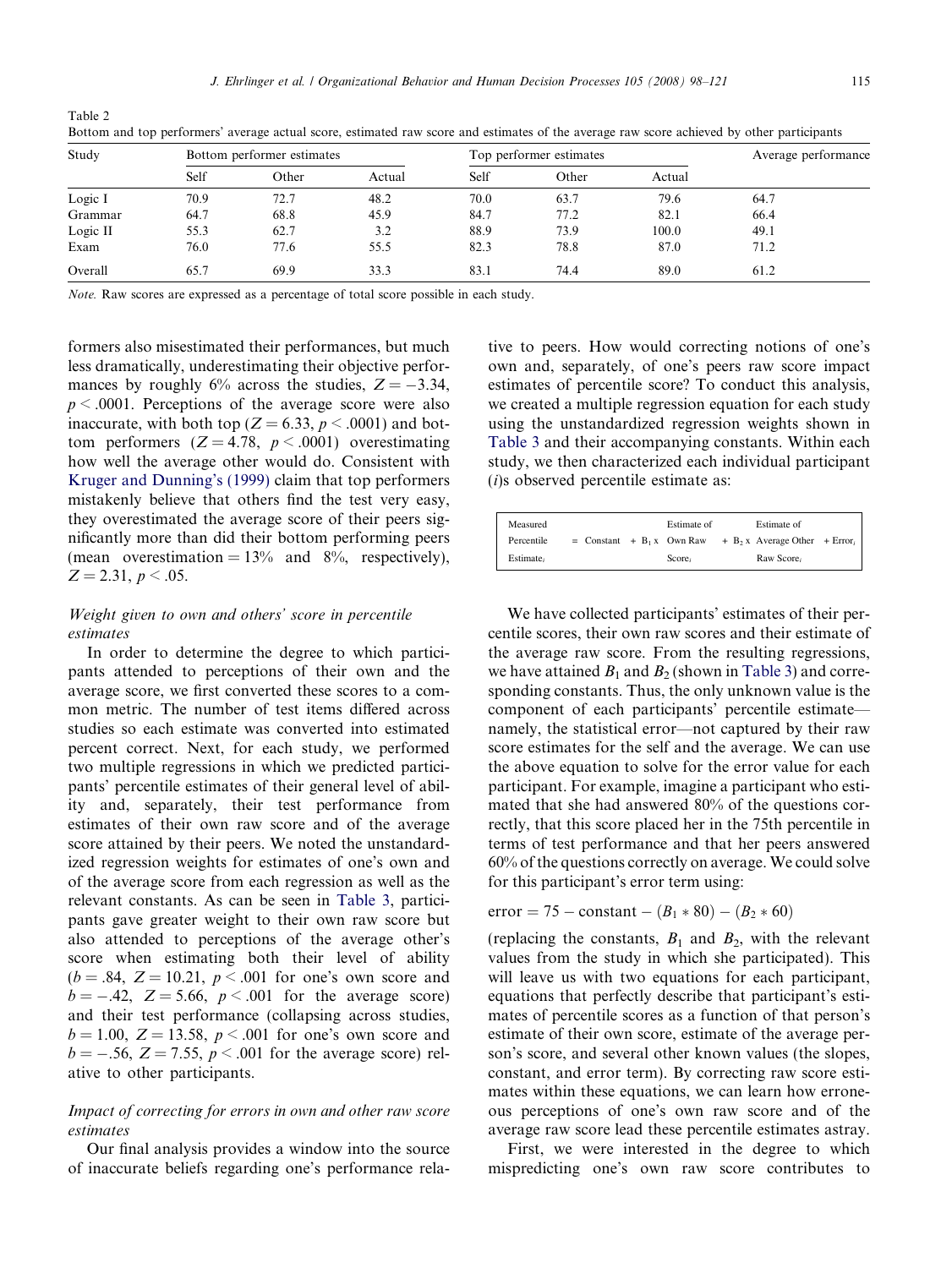Table 2
Bottom and top performers' average actual score, estimated raw score and estimates of the average raw score achieved by other participants

| Study | Bottom performer estimates | | | Top performer estimates | | | Average performance |
|---|---|---|---|---|---|---|---|
| | Self | Other | Actual | Self | Other | Actual | |
| Logic I | 70.9 | 72.7 | 48.2 | 70.0 | 63.7 | 79.6 | 64.7 |
| Grammar | 64.7 | 68.8 | 45.9 | 84.7 | 77.2 | 82.1 | 66.4 |
| Logic II | 55.3 | 62.7 | 3.2 | 88.9 | 73.9 | 100.0 | 49.1 |
| Exam | 76.0 | 77.6 | 55.5 | 82.3 | 78.8 | 87.0 | 71.2 |
| Overall | 65.7 | 69.9 | 33.3 | 83.1 | 74.4 | 89.0 | 61.2 |

*Note.* Raw scores are expressed as a percentage of total score possible in each study.

formers also misestimated their performances, but much less dramatically, underestimating their objective performances by roughly 6% across the studies, $Z = -3.34$, $p < .0001$. Perceptions of the average score were also inaccurate, with both top ($Z = 6.33$, $p < .0001$) and bottom performers ($Z = 4.78$, $p < .0001$) overestimating how well the average other would do. Consistent with Kruger and Dunning's (1999) claim that top performers mistakenly believe that others find the test very easy, they overestimated the average score of their peers significantly more than did their bottom performing peers (mean overestimation = 13% and 8%, respectively), $Z = 2.31$, $p < .05$.

### *Weight given to own and others' score in percentile estimates*

In order to determine the degree to which participants attended to perceptions of their own and the average score, we first converted these scores to a common metric. The number of test items differed across studies so each estimate was converted into estimated percent correct. Next, for each study, we performed two multiple regressions in which we predicted participants' percentile estimates of their general level of ability and, separately, their test performance from estimates of their own raw score and of the average score attained by their peers. We noted the unstandardized regression weights for estimates of one's own and of the average score from each regression as well as the relevant constants. As can be seen in Table 3, participants gave greater weight to their own raw score but also attended to perceptions of the average other's score when estimating both their level of ability ($b = .84$, $Z = 10.21$, $p < .001$ for one's own score and $b = -.42$, $Z = 5.66$, $p < .001$ for the average score) and their test performance (collapsing across studies, $b = 1.00$, $Z = 13.58$, $p < .001$ for one's own score and $b = -.56$, $Z = 7.55$, $p < .001$ for the average score) relative to other participants.

### *Impact of correcting for errors in own and other raw score estimates*

Our final analysis provides a window into the source of inaccurate beliefs regarding one's performance relative to peers. How would correcting notions of one's own and, separately, of one's peers raw score impact estimates of percentile score? To conduct this analysis, we created a multiple regression equation for each study using the unstandardized regression weights shown in Table 3 and their accompanying constants. Within each study, we then characterized each individual participant ($i$)s observed percentile estimate as:

$$\text{Measured Percentile Estimate}_i = \text{Constant} + B_1 \times \text{Estimate of Own Raw Score}_i + B_2 \times \text{Estimate of Average Other Raw Score}_i + \text{Error}_i$$

We have collected participants' estimates of their percentile scores, their own raw scores and their estimate of the average raw score. From the resulting regressions, we have attained $B_1$ and $B_2$ (shown in Table 3) and corresponding constants. Thus, the only unknown value is the component of each participants' percentile estimate—namely, the statistical error—not captured by their raw score estimates for the self and the average. We can use the above equation to solve for the error value for each participant. For example, imagine a participant who estimated that she had answered 80% of the questions correctly, that this score placed her in the 75th percentile in terms of test performance and that her peers answered 60% of the questions correctly on average. We could solve for this participant's error term using:

$$\text{error} = 75 - \text{constant} - (B_1 * 80) - (B_2 * 60)$$

(replacing the constants, $B_1$ and $B_2$, with the relevant values from the study in which she participated). This will leave us with two equations for each participant, equations that perfectly describe that participant's estimates of percentile scores as a function of that person's estimate of their own score, estimate of the average person's score, and several other known values (the slopes, constant, and error term). By correcting raw score estimates within these equations, we can learn how erroneous perceptions of one's own raw score and of the average raw score lead these percentile estimates astray.

First, we were interested in the degree to which mispredicting one's own raw score contributes to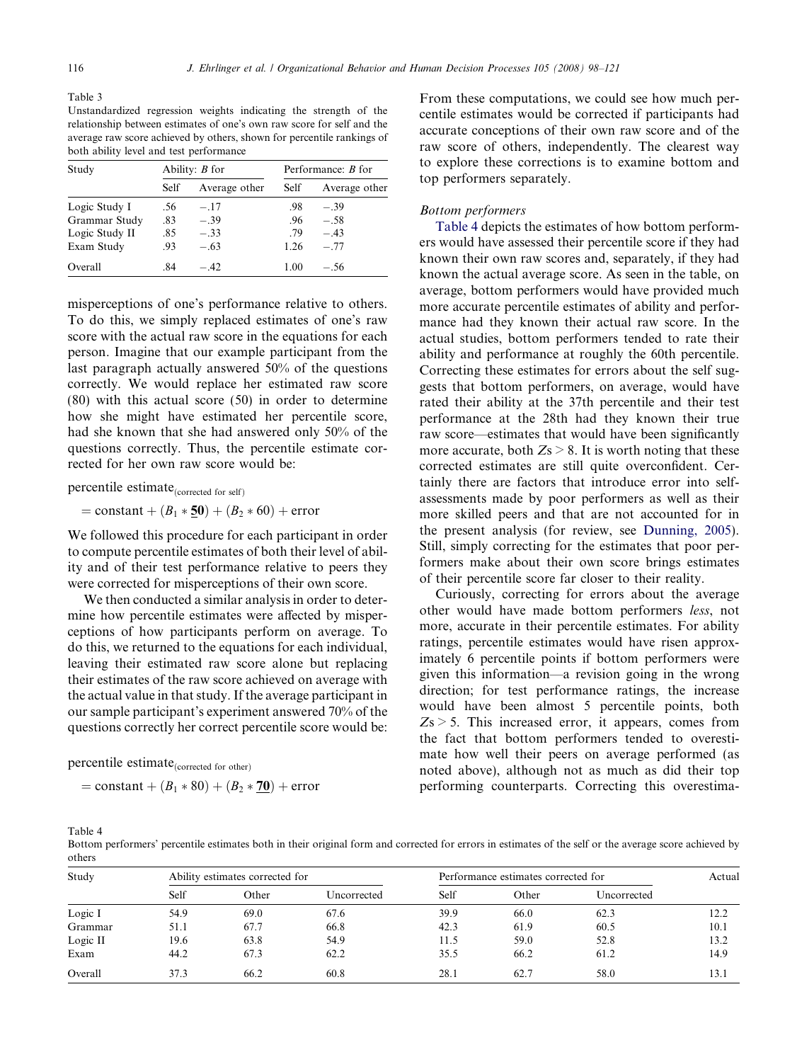Table 3
Unstandardized regression weights indicating the strength of the relationship between estimates of one's own raw score for self and the average raw score achieved by others, shown for percentile rankings of both ability level and test performance

| Study | Ability: *B* for | | Performance: *B* for | |
|---|---|---|---|---|
| | Self | Average other | Self | Average other |
| Logic Study I | .56 | −.17 | .98 | −.39 |
| Grammar Study | .83 | −.39 | .96 | −.58 |
| Logic Study II | .85 | −.33 | .79 | −.43 |
| Exam Study | .93 | −.63 | 1.26 | −.77 |
| Overall | .84 | −.42 | 1.00 | −.56 |

misperceptions of one's performance relative to others. To do this, we simply replaced estimates of one's raw score with the actual raw score in the equations for each person. Imagine that our example participant from the last paragraph actually answered 50% of the questions correctly. We would replace her estimated raw score (80) with this actual score (50) in order to determine how she might have estimated her percentile score, had she known that she had answered only 50% of the questions correctly. Thus, the percentile estimate corrected for her own raw score would be:

$$\text{percentile estimate}_{\text{(corrected for self)}} = \text{constant} + (B_1 * \underline{\mathbf{50}}) + (B_2 * 60) + \text{error}$$

We followed this procedure for each participant in order to compute percentile estimates of both their level of ability and of their test performance relative to peers they were corrected for misperceptions of their own score.

We then conducted a similar analysis in order to determine how percentile estimates were affected by misperceptions of how participants perform on average. To do this, we returned to the equations for each individual, leaving their estimated raw score alone but replacing their estimates of the raw score achieved on average with the actual value in that study. If the average participant in our sample participant's experiment answered 70% of the questions correctly her correct percentile score would be:

$$\text{percentile estimate}_{\text{(corrected for other)}} = \text{constant} + (B_1 * 80) + (B_2 * \underline{\mathbf{70}}) + \text{error}$$

From these computations, we could see how much percentile estimates would be corrected if participants had accurate conceptions of their own raw score and of the raw score of others, independently. The clearest way to explore these corrections is to examine bottom and top performers separately.

*Bottom performers*

Table 4 depicts the estimates of how bottom performers would have assessed their percentile score if they had known their own raw scores and, separately, if they had known the actual average score. As seen in the table, on average, bottom performers would have provided much more accurate percentile estimates of ability and performance had they known their actual raw score. In the actual studies, bottom performers tended to rate their ability and performance at roughly the 60th percentile. Correcting these estimates for errors about the self suggests that bottom performers, on average, would have rated their ability at the 37th percentile and their test performance at the 28th had they known their true raw score—estimates that would have been significantly more accurate, both $Zs > 8$. It is worth noting that these corrected estimates are still quite overconfident. Certainly there are factors that introduce error into self-assessments made by poor performers as well as their more skilled peers and that are not accounted for in the present analysis (for review, see Dunning, 2005). Still, simply correcting for the estimates that poor performers make about their own score brings estimates of their percentile score far closer to their reality.

Curiously, correcting for errors about the average other would have made bottom performers *less*, not more, accurate in their percentile estimates. For ability ratings, percentile estimates would have risen approximately 6 percentile points if bottom performers were given this information—a revision going in the wrong direction; for test performance ratings, the increase would have been almost 5 percentile points, both $Zs > 5$. This increased error, it appears, comes from the fact that bottom performers tended to overestimate how well their peers on average performed (as noted above), although not as much as did their top performing counterparts. Correcting this overestima-

Table 4
Bottom performers' percentile estimates both in their original form and corrected for errors in estimates of the self or the average score achieved by others

| Study | Ability estimates corrected for | | | Performance estimates corrected for | | | Actual |
|---|---|---|---|---|---|---|---|
| | Self | Other | Uncorrected | Self | Other | Uncorrected | |
| Logic I | 54.9 | 69.0 | 67.6 | 39.9 | 66.0 | 62.3 | 12.2 |
| Grammar | 51.1 | 67.7 | 66.8 | 42.3 | 61.9 | 60.5 | 10.1 |
| Logic II | 19.6 | 63.8 | 54.9 | 11.5 | 59.0 | 52.8 | 13.2 |
| Exam | 44.2 | 67.3 | 62.2 | 35.5 | 66.2 | 61.2 | 14.9 |
| Overall | 37.3 | 66.2 | 60.8 | 28.1 | 62.7 | 58.0 | 13.1 |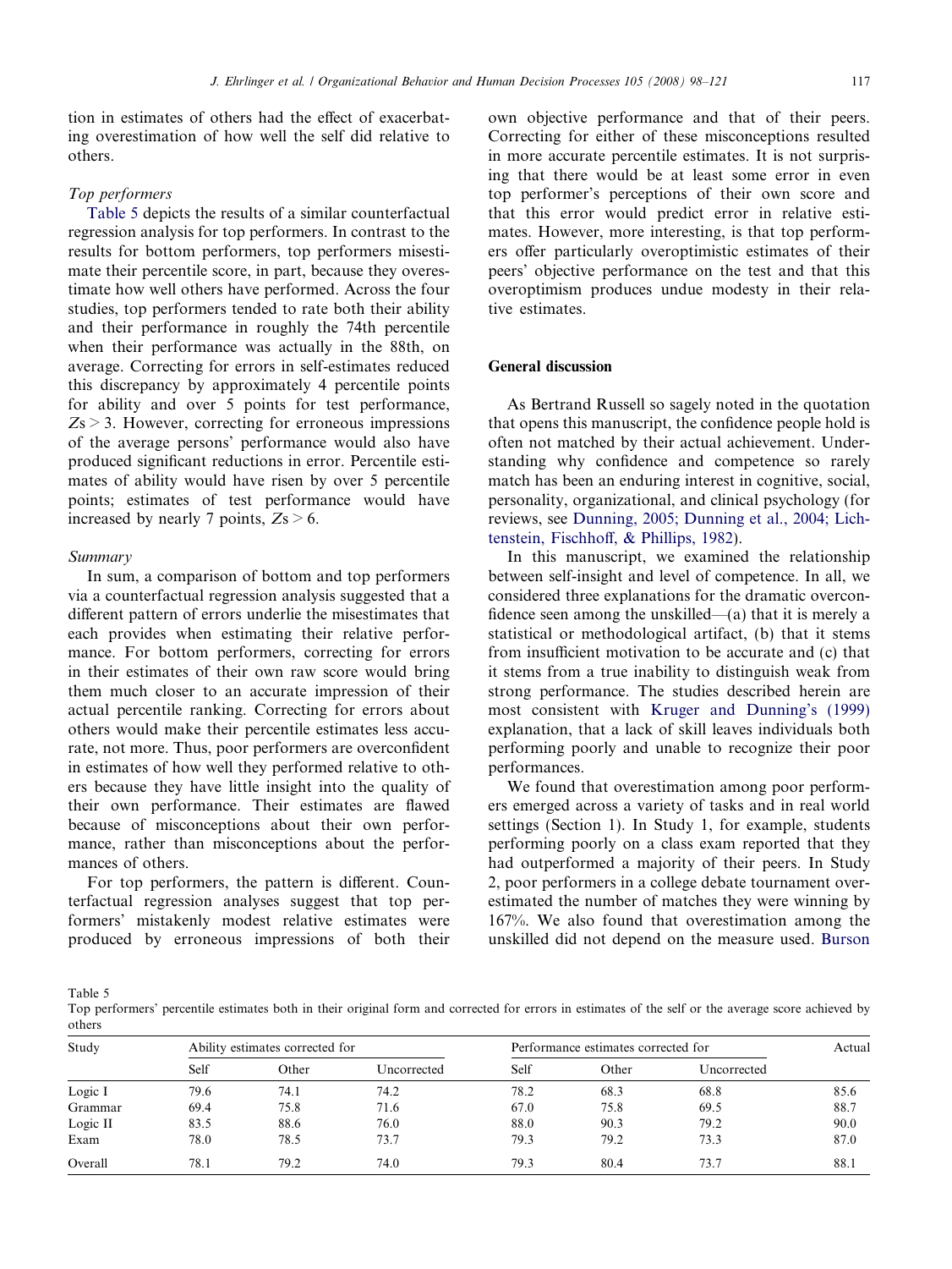tion in estimates of others had the effect of exacerbating overestimation of how well the self did relative to others.

### Top performers

Table 5 depicts the results of a similar counterfactual regression analysis for top performers. In contrast to the results for bottom performers, top performers misestimate their percentile score, in part, because they overestimate how well others have performed. Across the four studies, top performers tended to rate both their ability and their performance in roughly the 74th percentile when their performance was actually in the 88th, on average. Correcting for errors in self-estimates reduced this discrepancy by approximately 4 percentile points for ability and over 5 points for test performance, $Zs > 3$. However, correcting for erroneous impressions of the average persons' performance would also have produced significant reductions in error. Percentile estimates of ability would have risen by over 5 percentile points; estimates of test performance would have increased by nearly 7 points, $Zs > 6$.

### Summary

In sum, a comparison of bottom and top performers via a counterfactual regression analysis suggested that a different pattern of errors underlie the misestimates that each provides when estimating their relative performance. For bottom performers, correcting for errors in their estimates of their own raw score would bring them much closer to an accurate impression of their actual percentile ranking. Correcting for errors about others would make their percentile estimates less accurate, not more. Thus, poor performers are overconfident in estimates of how well they performed relative to others because they have little insight into the quality of their own performance. Their estimates are flawed because of misconceptions about their own performance, rather than misconceptions about the performances of others.

For top performers, the pattern is different. Counterfactual regression analyses suggest that top performers' mistakenly modest relative estimates were produced by erroneous impressions of both their own objective performance and that of their peers. Correcting for either of these misconceptions resulted in more accurate percentile estimates. It is not surprising that there would be at least some error in even top performer's perceptions of their own score and that this error would predict error in relative estimates. However, more interesting, is that top performers offer particularly overoptimistic estimates of their peers' objective performance on the test and that this overoptimism produces undue modesty in their relative estimates.

## General discussion

As Bertrand Russell so sagely noted in the quotation that opens this manuscript, the confidence people hold is often not matched by their actual achievement. Understanding why confidence and competence so rarely match has been an enduring interest in cognitive, social, personality, organizational, and clinical psychology (for reviews, see Dunning, 2005; Dunning et al., 2004; Lichtenstein, Fischhoff, & Phillips, 1982).

In this manuscript, we examined the relationship between self-insight and level of competence. In all, we considered three explanations for the dramatic overconfidence seen among the unskilled—(a) that it is merely a statistical or methodological artifact, (b) that it stems from insufficient motivation to be accurate and (c) that it stems from a true inability to distinguish weak from strong performance. The studies described herein are most consistent with Kruger and Dunning's (1999) explanation, that a lack of skill leaves individuals both performing poorly and unable to recognize their poor performances.

We found that overestimation among poor performers emerged across a variety of tasks and in real world settings (Section 1). In Study 1, for example, students performing poorly on a class exam reported that they had outperformed a majority of their peers. In Study 2, poor performers in a college debate tournament overestimated the number of matches they were winning by 167%. We also found that overestimation among the unskilled did not depend on the measure used. Burson

Table 5
Top performers' percentile estimates both in their original form and corrected for errors in estimates of the self or the average score achieved by others

| Study | Ability estimates corrected for | | | Performance estimates corrected for | | | Actual |
|---|---|---|---|---|---|---|---|
| | Self | Other | Uncorrected | Self | Other | Uncorrected | |
| Logic I | 79.6 | 74.1 | 74.2 | 78.2 | 68.3 | 68.8 | 85.6 |
| Grammar | 69.4 | 75.8 | 71.6 | 67.0 | 75.8 | 69.5 | 88.7 |
| Logic II | 83.5 | 88.6 | 76.0 | 88.0 | 90.3 | 79.2 | 90.0 |
| Exam | 78.0 | 78.5 | 73.7 | 79.3 | 79.2 | 73.3 | 87.0 |
| Overall | 78.1 | 79.2 | 74.0 | 79.3 | 80.4 | 73.7 | 88.1 |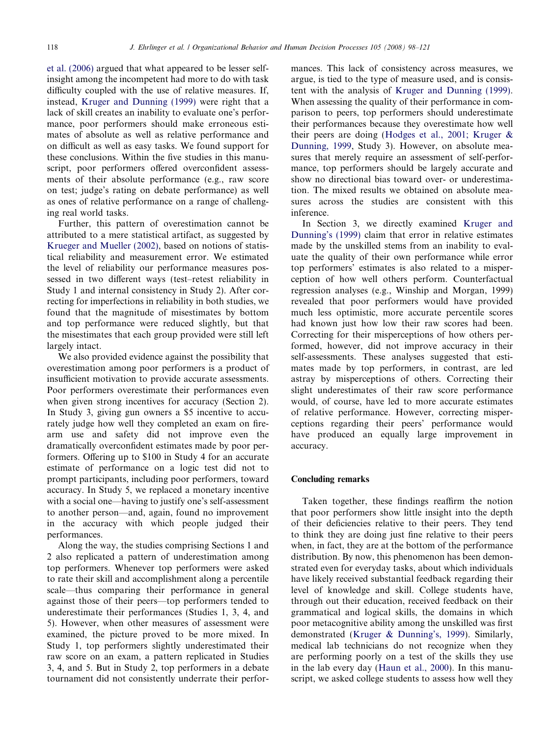et al. (2006) argued that what appeared to be lesser self-insight among the incompetent had more to do with task difficulty coupled with the use of relative measures. If, instead, Kruger and Dunning (1999) were right that a lack of skill creates an inability to evaluate one's performance, poor performers should make erroneous estimates of absolute as well as relative performance and on difficult as well as easy tasks. We found support for these conclusions. Within the five studies in this manuscript, poor performers offered overconfident assessments of their absolute performance (e.g., raw score on test; judge's rating on debate performance) as well as ones of relative performance on a range of challenging real world tasks.

Further, this pattern of overestimation cannot be attributed to a mere statistical artifact, as suggested by Krueger and Mueller (2002), based on notions of statistical reliability and measurement error. We estimated the level of reliability our performance measures possessed in two different ways (test–retest reliability in Study 1 and internal consistency in Study 2). After correcting for imperfections in reliability in both studies, we found that the magnitude of misestimates by bottom and top performance were reduced slightly, but that the misestimates that each group provided were still left largely intact.

We also provided evidence against the possibility that overestimation among poor performers is a product of insufficient motivation to provide accurate assessments. Poor performers overestimate their performances even when given strong incentives for accuracy (Section 2). In Study 3, giving gun owners a $5 incentive to accurately judge how well they completed an exam on firearm use and safety did not improve even the dramatically overconfident estimates made by poor performers. Offering up to $100 in Study 4 for an accurate estimate of performance on a logic test did not to prompt participants, including poor performers, toward accuracy. In Study 5, we replaced a monetary incentive with a social one—having to justify one's self-assessment to another person—and, again, found no improvement in the accuracy with which people judged their performances.

Along the way, the studies comprising Sections 1 and 2 also replicated a pattern of underestimation among top performers. Whenever top performers were asked to rate their skill and accomplishment along a percentile scale—thus comparing their performance in general against those of their peers—top performers tended to underestimate their performances (Studies 1, 3, 4, and 5). However, when other measures of assessment were examined, the picture proved to be more mixed. In Study 1, top performers slightly underestimated their raw score on an exam, a pattern replicated in Studies 3, 4, and 5. But in Study 2, top performers in a debate tournament did not consistently underrate their performances. This lack of consistency across measures, we argue, is tied to the type of measure used, and is consistent with the analysis of Kruger and Dunning (1999). When assessing the quality of their performance in comparison to peers, top performers should underestimate their performances because they overestimate how well their peers are doing (Hodges et al., 2001; Kruger & Dunning, 1999, Study 3). However, on absolute measures that merely require an assessment of self-performance, top performers should be largely accurate and show no directional bias toward over- or underestimation. The mixed results we obtained on absolute measures across the studies are consistent with this inference.

In Section 3, we directly examined Kruger and Dunning's (1999) claim that error in relative estimates made by the unskilled stems from an inability to evaluate the quality of their own performance while error top performers' estimates is also related to a misperception of how well others perform. Counterfactual regression analyses (e.g., Winship and Morgan, 1999) revealed that poor performers would have provided much less optimistic, more accurate percentile scores had known just how low their raw scores had been. Correcting for their misperceptions of how others performed, however, did not improve accuracy in their self-assessments. These analyses suggested that estimates made by top performers, in contrast, are led astray by misperceptions of others. Correcting their slight underestimates of their raw score performance would, of course, have led to more accurate estimates of relative performance. However, correcting misperceptions regarding their peers' performance would have produced an equally large improvement in accuracy.

## Concluding remarks

Taken together, these findings reaffirm the notion that poor performers show little insight into the depth of their deficiencies relative to their peers. They tend to think they are doing just fine relative to their peers when, in fact, they are at the bottom of the performance distribution. By now, this phenomenon has been demonstrated even for everyday tasks, about which individuals have likely received substantial feedback regarding their level of knowledge and skill. College students have, through out their education, received feedback on their grammatical and logical skills, the domains in which poor metacognitive ability among the unskilled was first demonstrated (Kruger & Dunning's, 1999). Similarly, medical lab technicians do not recognize when they are performing poorly on a test of the skills they use in the lab every day (Haun et al., 2000). In this manuscript, we asked college students to assess how well they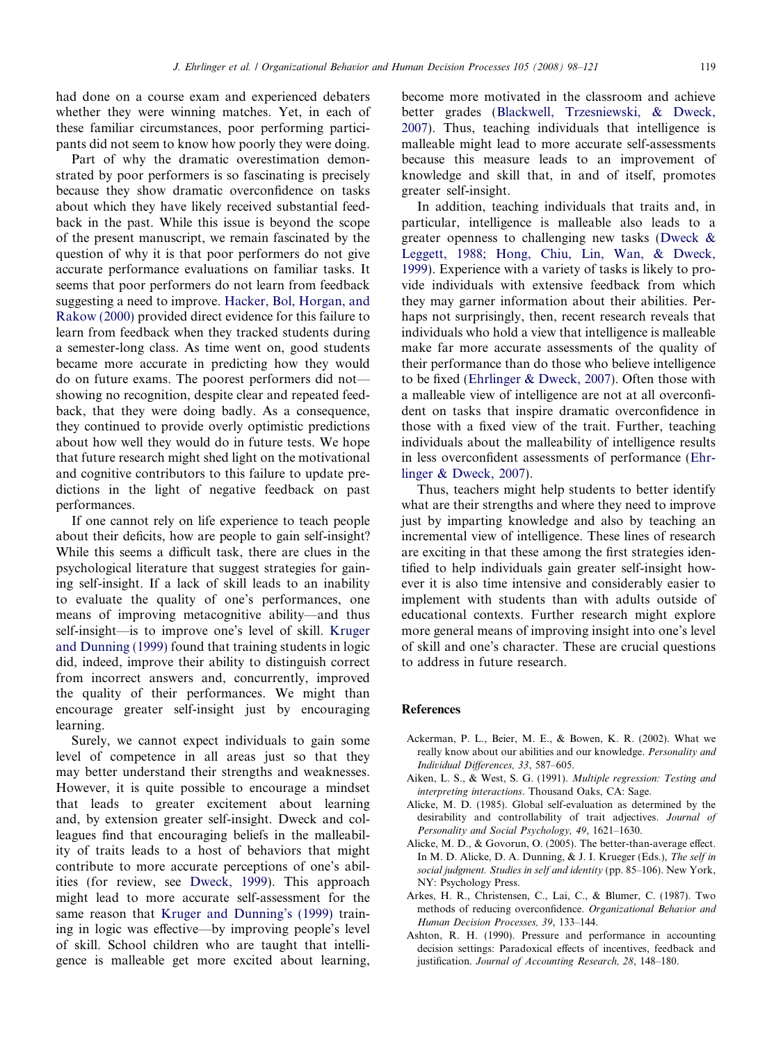had done on a course exam and experienced debaters whether they were winning matches. Yet, in each of these familiar circumstances, poor performing participants did not seem to know how poorly they were doing.

Part of why the dramatic overestimation demonstrated by poor performers is so fascinating is precisely because they show dramatic overconfidence on tasks about which they have likely received substantial feedback in the past. While this issue is beyond the scope of the present manuscript, we remain fascinated by the question of why it is that poor performers do not give accurate performance evaluations on familiar tasks. It seems that poor performers do not learn from feedback suggesting a need to improve. Hacker, Bol, Horgan, and Rakow (2000) provided direct evidence for this failure to learn from feedback when they tracked students during a semester-long class. As time went on, good students became more accurate in predicting how they would do on future exams. The poorest performers did not—showing no recognition, despite clear and repeated feedback, that they were doing badly. As a consequence, they continued to provide overly optimistic predictions about how well they would do in future tests. We hope that future research might shed light on the motivational and cognitive contributors to this failure to update predictions in the light of negative feedback on past performances.

If one cannot rely on life experience to teach people about their deficits, how are people to gain self-insight? While this seems a difficult task, there are clues in the psychological literature that suggest strategies for gaining self-insight. If a lack of skill leads to an inability to evaluate the quality of one's performances, one means of improving metacognitive ability—and thus self-insight—is to improve one's level of skill. Kruger and Dunning (1999) found that training students in logic did, indeed, improve their ability to distinguish correct from incorrect answers and, concurrently, improved the quality of their performances. We might than encourage greater self-insight just by encouraging learning.

Surely, we cannot expect individuals to gain some level of competence in all areas just so that they may better understand their strengths and weaknesses. However, it is quite possible to encourage a mindset that leads to greater excitement about learning and, by extension greater self-insight. Dweck and colleagues find that encouraging beliefs in the malleability of traits leads to a host of behaviors that might contribute to more accurate perceptions of one's abilities (for review, see Dweck, 1999). This approach might lead to more accurate self-assessment for the same reason that Kruger and Dunning's (1999) training in logic was effective—by improving people's level of skill. School children who are taught that intelligence is malleable get more excited about learning, become more motivated in the classroom and achieve better grades (Blackwell, Trzesniewski, & Dweck, 2007). Thus, teaching individuals that intelligence is malleable might lead to more accurate self-assessments because this measure leads to an improvement of knowledge and skill that, in and of itself, promotes greater self-insight.

In addition, teaching individuals that traits and, in particular, intelligence is malleable also leads to a greater openness to challenging new tasks (Dweck & Leggett, 1988; Hong, Chiu, Lin, Wan, & Dweck, 1999). Experience with a variety of tasks is likely to provide individuals with extensive feedback from which they may garner information about their abilities. Perhaps not surprisingly, then, recent research reveals that individuals who hold a view that intelligence is malleable make far more accurate assessments of the quality of their performance than do those who believe intelligence to be fixed (Ehrlinger & Dweck, 2007). Often those with a malleable view of intelligence are not at all overconfident on tasks that inspire dramatic overconfidence in those with a fixed view of the trait. Further, teaching individuals about the malleability of intelligence results in less overconfident assessments of performance (Ehrlinger & Dweck, 2007).

Thus, teachers might help students to better identify what are their strengths and where they need to improve just by imparting knowledge and also by teaching an incremental view of intelligence. These lines of research are exciting in that these among the first strategies identified to help individuals gain greater self-insight however it is also time intensive and considerably easier to implement with students than with adults outside of educational contexts. Further research might explore more general means of improving insight into one's level of skill and one's character. These are crucial questions to address in future research.

## References

Ackerman, P. L., Beier, M. E., & Bowen, K. R. (2002). What we really know about our abilities and our knowledge. *Personality and Individual Differences, 33*, 587–605.

Aiken, L. S., & West, S. G. (1991). *Multiple regression: Testing and interpreting interactions*. Thousand Oaks, CA: Sage.

Alicke, M. D. (1985). Global self-evaluation as determined by the desirability and controllability of trait adjectives. *Journal of Personality and Social Psychology, 49*, 1621–1630.

Alicke, M. D., & Govorun, O. (2005). The better-than-average effect. In M. D. Alicke, D. A. Dunning, & J. I. Krueger (Eds.), *The self in social judgment. Studies in self and identity* (pp. 85–106). New York, NY: Psychology Press.

Arkes, H. R., Christensen, C., Lai, C., & Blumer, C. (1987). Two methods of reducing overconfidence. *Organizational Behavior and Human Decision Processes, 39*, 133–144.

Ashton, R. H. (1990). Pressure and performance in accounting decision settings: Paradoxical effects of incentives, feedback and justification. *Journal of Accounting Research, 28*, 148–180.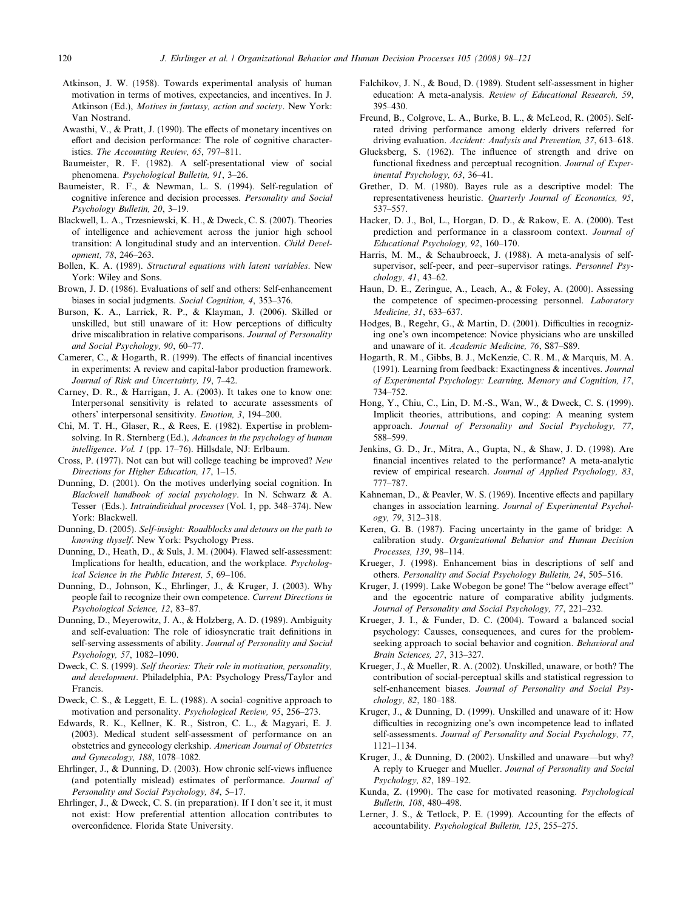Atkinson, J. W. (1958). Towards experimental analysis of human motivation in terms of motives, expectancies, and incentives. In J. Atkinson (Ed.), *Motives in fantasy, action and society*. New York: Van Nostrand.

Awasthi, V., & Pratt, J. (1990). The effects of monetary incentives on effort and decision performance: The role of cognitive characteristics. *The Accounting Review, 65*, 797–811.

Baumeister, R. F. (1982). A self-presentational view of social phenomena. *Psychological Bulletin, 91*, 3–26.

Baumeister, R. F., & Newman, L. S. (1994). Self-regulation of cognitive inference and decision processes. *Personality and Social Psychology Bulletin, 20*, 3–19.

Blackwell, L. A., Trzesniewski, K. H., & Dweck, C. S. (2007). Theories of intelligence and achievement across the junior high school transition: A longitudinal study and an intervention. *Child Development, 78*, 246–263.

Bollen, K. A. (1989). *Structural equations with latent variables*. New York: Wiley and Sons.

Brown, J. D. (1986). Evaluations of self and others: Self-enhancement biases in social judgments. *Social Cognition, 4*, 353–376.

Burson, K. A., Larrick, R. P., & Klayman, J. (2006). Skilled or unskilled, but still unaware of it: How perceptions of difficulty drive miscalibration in relative comparisons. *Journal of Personality and Social Psychology, 90*, 60–77.

Camerer, C., & Hogarth, R. (1999). The effects of financial incentives in experiments: A review and capital-labor production framework. *Journal of Risk and Uncertainty, 19*, 7–42.

Carney, D. R., & Harrigan, J. A. (2003). It takes one to know one: Interpersonal sensitivity is related to accurate assessments of others' interpersonal sensitivity. *Emotion, 3*, 194–200.

Chi, M. T. H., Glaser, R., & Rees, E. (1982). Expertise in problem-solving. In R. Sternberg (Ed.), *Advances in the psychology of human intelligence*. *Vol. 1* (pp. 17–76). Hillsdale, NJ: Erlbaum.

Cross, P. (1977). Not can but will college teaching be improved? *New Directions for Higher Education, 17*, 1–15.

Dunning, D. (2001). On the motives underlying social cognition. In *Blackwell handbook of social psychology*. In N. Schwarz & A. Tesser (Eds.). *Intraindividual processes* (Vol. 1, pp. 348–374). New York: Blackwell.

Dunning, D. (2005). *Self-insight: Roadblocks and detours on the path to knowing thyself*. New York: Psychology Press.

Dunning, D., Heath, D., & Suls, J. M. (2004). Flawed self-assessment: Implications for health, education, and the workplace. *Psychological Science in the Public Interest, 5*, 69–106.

Dunning, D., Johnson, K., Ehrlinger, J., & Kruger, J. (2003). Why people fail to recognize their own competence. *Current Directions in Psychological Science, 12*, 83–87.

Dunning, D., Meyerowitz, J. A., & Holzberg, A. D. (1989). Ambiguity and self-evaluation: The role of idiosyncratic trait definitions in self-serving assessments of ability. *Journal of Personality and Social Psychology, 57*, 1082–1090.

Dweck, C. S. (1999). *Self theories: Their role in motivation, personality, and development*. Philadelphia, PA: Psychology Press/Taylor and Francis.

Dweck, C. S., & Leggett, E. L. (1988). A social–cognitive approach to motivation and personality. *Psychological Review, 95*, 256–273.

Edwards, R. K., Kellner, K. R., Sistron, C. L., & Magyari, E. J. (2003). Medical student self-assessment of performance on an obstetrics and gynecology clerkship. *American Journal of Obstetrics and Gynecology, 188*, 1078–1082.

Ehrlinger, J., & Dunning, D. (2003). How chronic self-views influence (and potentially mislead) estimates of performance. *Journal of Personality and Social Psychology, 84*, 5–17.

Ehrlinger, J., & Dweck, C. S. (in preparation). If I don't see it, it must not exist: How preferential attention allocation contributes to overconfidence. Florida State University.

Falchikov, J. N., & Boud, D. (1989). Student self-assessment in higher education: A meta-analysis. *Review of Educational Research, 59*, 395–430.

Freund, B., Colgrove, L. A., Burke, B. L., & McLeod, R. (2005). Self-rated driving performance among elderly drivers referred for driving evaluation. *Accident: Analysis and Prevention, 37*, 613–618.

Glucksberg, S. (1962). The influence of strength and drive on functional fixedness and perceptual recognition. *Journal of Experimental Psychology, 63*, 36–41.

Grether, D. M. (1980). Bayes rule as a descriptive model: The representativeness heuristic. *Quarterly Journal of Economics, 95*, 537–557.

Hacker, D. J., Bol, L., Horgan, D. D., & Rakow, E. A. (2000). Test prediction and performance in a classroom context. *Journal of Educational Psychology, 92*, 160–170.

Harris, M. M., & Schaubroeck, J. (1988). A meta-analysis of self-supervisor, self-peer, and peer–supervisor ratings. *Personnel Psychology, 41*, 43–62.

Haun, D. E., Zeringue, A., Leach, A., & Foley, A. (2000). Assessing the competence of specimen-processing personnel. *Laboratory Medicine, 31*, 633–637.

Hodges, B., Regehr, G., & Martin, D. (2001). Difficulties in recognizing one's own incompetence: Novice physicians who are unskilled and unaware of it. *Academic Medicine, 76*, S87–S89.

Hogarth, R. M., Gibbs, B. J., McKenzie, C. R. M., & Marquis, M. A. (1991). Learning from feedback: Exactingness & incentives. *Journal of Experimental Psychology: Learning, Memory and Cognition, 17*, 734–752.

Hong, Y., Chiu, C., Lin, D. M.-S., Wan, W., & Dweck, C. S. (1999). Implicit theories, attributions, and coping: A meaning system approach. *Journal of Personality and Social Psychology, 77*, 588–599.

Jenkins, G. D., Jr., Mitra, A., Gupta, N., & Shaw, J. D. (1998). Are financial incentives related to the performance? A meta-analytic review of empirical research. *Journal of Applied Psychology, 83*, 777–787.

Kahneman, D., & Peavler, W. S. (1969). Incentive effects and papillary changes in association learning. *Journal of Experimental Psychology, 79*, 312–318.

Keren, G. B. (1987). Facing uncertainty in the game of bridge: A calibration study. *Organizational Behavior and Human Decision Processes, 139*, 98–114.

Krueger, J. (1998). Enhancement bias in descriptions of self and others. *Personality and Social Psychology Bulletin, 24*, 505–516.

Kruger, J. (1999). Lake Wobegon be gone! The "below average effect" and the egocentric nature of comparative ability judgments. *Journal of Personality and Social Psychology, 77*, 221–232.

Krueger, J. I., & Funder, D. C. (2004). Toward a balanced social psychology: Causes, consequences, and cures for the problem-seeking approach to social behavior and cognition. *Behavioral and Brain Sciences, 27*, 313–327.

Krueger, J., & Mueller, R. A. (2002). Unskilled, unaware, or both? The contribution of social-perceptual skills and statistical regression to self-enhancement biases. *Journal of Personality and Social Psychology, 82*, 180–188.

Kruger, J., & Dunning, D. (1999). Unskilled and unaware of it: How difficulties in recognizing one's own incompetence lead to inflated self-assessments. *Journal of Personality and Social Psychology, 77*, 1121–1134.

Kruger, J., & Dunning, D. (2002). Unskilled and unaware—but why? A reply to Krueger and Mueller. *Journal of Personality and Social Psychology, 82*, 189–192.

Kunda, Z. (1990). The case for motivated reasoning. *Psychological Bulletin, 108*, 480–498.

Lerner, J. S., & Tetlock, P. E. (1999). Accounting for the effects of accountability. *Psychological Bulletin, 125*, 255–275.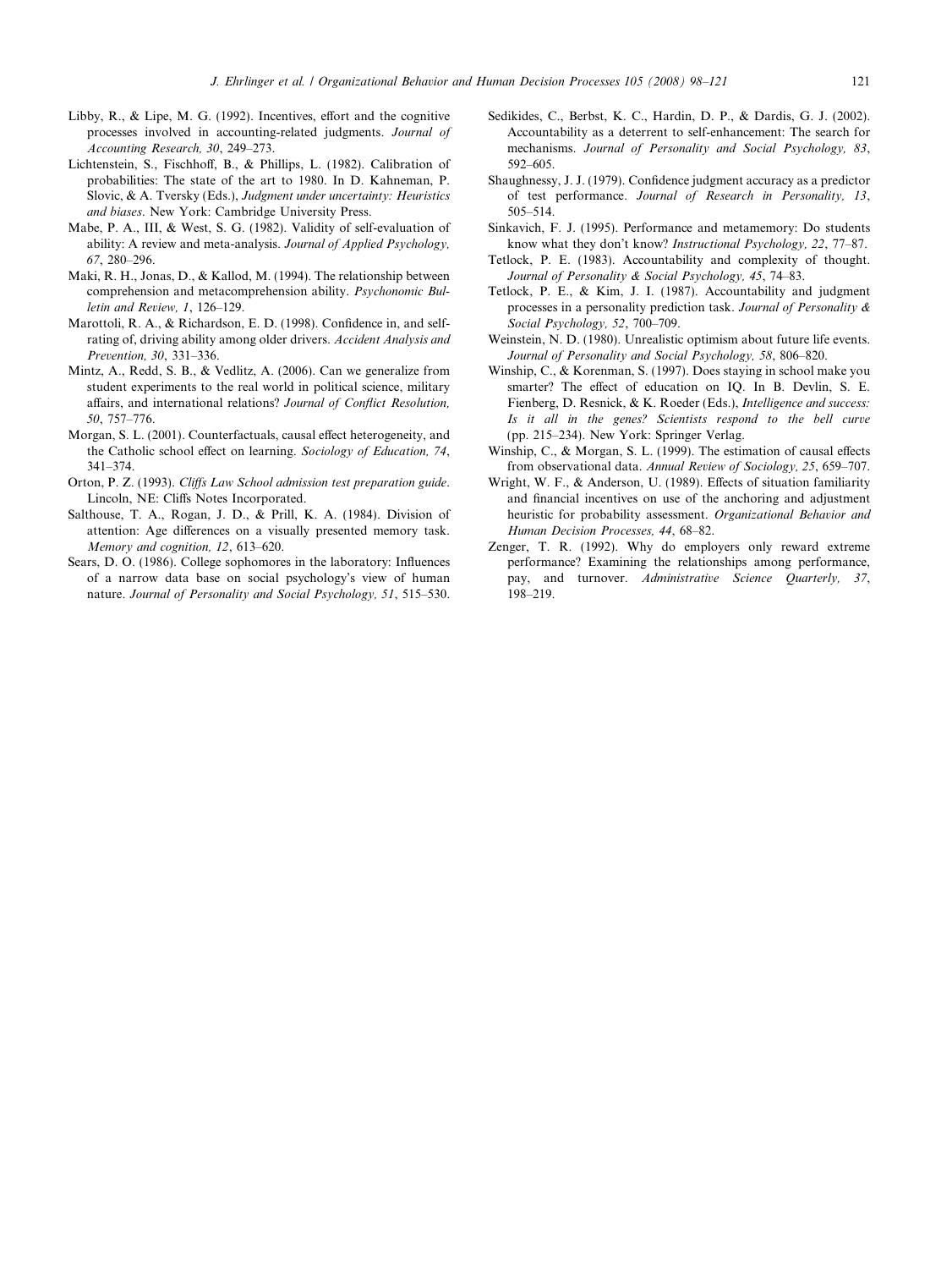Libby, R., & Lipe, M. G. (1992). Incentives, effort and the cognitive processes involved in accounting-related judgments. *Journal of Accounting Research, 30*, 249–273.

Lichtenstein, S., Fischhoff, B., & Phillips, L. (1982). Calibration of probabilities: The state of the art to 1980. In D. Kahneman, P. Slovic, & A. Tversky (Eds.), *Judgment under uncertainty: Heuristics and biases*. New York: Cambridge University Press.

Mabe, P. A., III, & West, S. G. (1982). Validity of self-evaluation of ability: A review and meta-analysis. *Journal of Applied Psychology, 67*, 280–296.

Maki, R. H., Jonas, D., & Kallod, M. (1994). The relationship between comprehension and metacomprehension ability. *Psychonomic Bulletin and Review, 1*, 126–129.

Marottoli, R. A., & Richardson, E. D. (1998). Confidence in, and self-rating of, driving ability among older drivers. *Accident Analysis and Prevention, 30*, 331–336.

Mintz, A., Redd, S. B., & Vedlitz, A. (2006). Can we generalize from student experiments to the real world in political science, military affairs, and international relations? *Journal of Conflict Resolution, 50*, 757–776.

Morgan, S. L. (2001). Counterfactuals, causal effect heterogeneity, and the Catholic school effect on learning. *Sociology of Education, 74*, 341–374.

Orton, P. Z. (1993). *Cliffs Law School admission test preparation guide*. Lincoln, NE: Cliffs Notes Incorporated.

Salthouse, T. A., Rogan, J. D., & Prill, K. A. (1984). Division of attention: Age differences on a visually presented memory task. *Memory and cognition, 12*, 613–620.

Sears, D. O. (1986). College sophomores in the laboratory: Influences of a narrow data base on social psychology's view of human nature. *Journal of Personality and Social Psychology, 51*, 515–530.

Sedikides, C., Berbst, K. C., Hardin, D. P., & Dardis, G. J. (2002). Accountability as a deterrent to self-enhancement: The search for mechanisms. *Journal of Personality and Social Psychology, 83*, 592–605.

Shaughnessy, J. J. (1979). Confidence judgment accuracy as a predictor of test performance. *Journal of Research in Personality, 13*, 505–514.

Sinkavich, F. J. (1995). Performance and metamemory: Do students know what they don't know? *Instructional Psychology, 22*, 77–87.

Tetlock, P. E. (1983). Accountability and complexity of thought. *Journal of Personality & Social Psychology, 45*, 74–83.

Tetlock, P. E., & Kim, J. I. (1987). Accountability and judgment processes in a personality prediction task. *Journal of Personality & Social Psychology, 52*, 700–709.

Weinstein, N. D. (1980). Unrealistic optimism about future life events. *Journal of Personality and Social Psychology, 58*, 806–820.

Winship, C., & Korenman, S. (1997). Does staying in school make you smarter? The effect of education on IQ. In B. Devlin, S. E. Fienberg, D. Resnick, & K. Roeder (Eds.), *Intelligence and success: Is it all in the genes? Scientists respond to the bell curve* (pp. 215–234). New York: Springer Verlag.

Winship, C., & Morgan, S. L. (1999). The estimation of causal effects from observational data. *Annual Review of Sociology, 25*, 659–707.

Wright, W. F., & Anderson, U. (1989). Effects of situation familiarity and financial incentives on use of the anchoring and adjustment heuristic for probability assessment. *Organizational Behavior and Human Decision Processes, 44*, 68–82.

Zenger, T. R. (1992). Why do employers only reward extreme performance? Examining the relationships among performance, pay, and turnover. *Administrative Science Quarterly, 37*, 198–219.